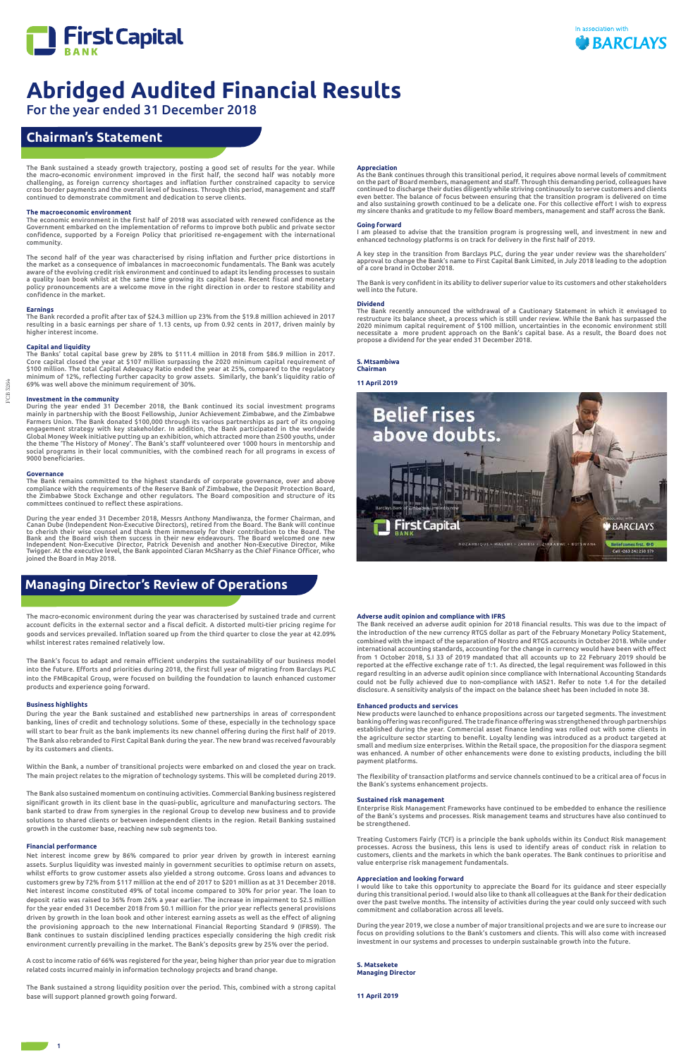First Capital BANK

In association with BARCLAYS

# Abridged Audited Financial Results

For the year ended 31 December 2018

## Chairman's Statement

The Bank sustained a steady growth trajectory, posting a good set of results for the year. While the macro-economic environment improved in the first half, the second half was notably more challenging, as foreign currency shortages and inflation further constrained capacity to service cross border payments and the overall level of business. Through this period, management and staff continued to demonstrate commitment and dedication to serve clients.

### The macroeconomic environment

The economic environment in the first half of 2018 was associated with renewed confidence as the Government embarked on the implementation of reforms to improve both public and private sector confidence, supported by a Foreign Policy that prioritised re-engagement with the international community.

The second half of the year was characterised by rising inflation and further price distortions in the market as a consequence of imbalances in macroeconomic fundamentals. The Bank was acutely aware of the evolving credit risk environment and continued to adapt its lending processes to sustain a quality loan book whilst at the same time growing its capital base. Recent fiscal and monetary policy pronouncements are a welcome move in the right direction in order to restore stability and confidence in the market.

### Earnings

The Bank recorded a profit after tax of $24.3 million up 23% from the $19.8 million achieved in 2017 resulting in a basic earnings per share of 1.13 cents, up from 0.92 cents in 2017, driven mainly by higher interest income.

### Capital and liquidity

The Banks' total capital base grew by 28% to $111.4 million in 2018 from $86.9 million in 2017. Core capital closed the year at $107 million surpassing the 2020 minimum capital requirement of $100 million. The total Capital Adequacy Ratio ended the year at 25%, compared to the regulatory minimum of 12%, reflecting further capacity to grow assets. Similarly, the bank's liquidity ratio of 69% was well above the minimum requirement of 30%.

### Investment in the community

During the year ended 31 December 2018, the Bank continued its social investment programs mainly in partnership with the Boost Fellowship, Junior Achievement Zimbabwe, and the Zimbabwe Farmers Union. The Bank donated $100,000 through its various partnerships as part of its ongoing engagement strategy with key stakeholder. In addition, the Bank participated in the worldwide Global Money Week initiative putting up an exhibition, which attracted more than 2500 youths, under the theme 'The History of Money'. The Bank's staff volunteered over 1000 hours in mentorship and social programs in their local communities, with the combined reach for all programs in excess of 9000 beneficiaries.

### Governance

The Bank remains committed to the highest standards of corporate governance, over and above compliance with the requirements of the Reserve Bank of Zimbabwe, the Deposit Protection Board, the Zimbabwe Stock Exchange and other regulators. The Board composition and structure of its committees continued to reflect these aspirations.

During the year ended 31 December 2018, Messrs Anthony Mandiwanza, the former Chairman, and Canan Dube (Independent Non-Executive Directors), retired from the Board. The Bank will continue to cherish their wise counsel and thank them immensely for their contribution to the Board. The Bank and the Board wish them success in their new endeavours. The Board welcomed one new Independent Non-Executive Director, Patrick Devenish and another Non-Executive Director, Mike Twigger. At the executive level, the Bank appointed Ciaran McSharry as the Chief Finance Officer, who joined the Board in May 2018.

### Appreciation

As the Bank continues through this transitional period, it requires above normal levels of commitment on the part of Board members, management and staff. Through this demanding period, colleagues have continued to discharge their duties diligently while striving continuously to serve customers and clients even better. The balance of focus between ensuring that the transition program is delivered on time and also sustaining growth continued to be a delicate one. For this collective effort I wish to express my sincere thanks and gratitude to my fellow Board members, management and staff across the Bank.

### Going forward

I am pleased to advise that the transition program is progressing well, and investment in new and enhanced technology platforms is on track for delivery in the first half of 2019.

A key step in the transition from Barclays PLC, during the year under review was the shareholders' approval to change the Bank's name to First Capital Bank Limited, in July 2018 leading to the adoption of a core brand in October 2018.

The Bank is very confident in its ability to deliver superior value to its customers and other stakeholders well into the future.

### Dividend

The Bank recently announced the withdrawal of a Cautionary Statement in which it envisaged to restructure its balance sheet, a process which is still under review. While the Bank has surpassed the 2020 minimum capital requirement of $100 million, uncertainties in the economic environment still necessitate a more prudent approach on the Bank's capital base. As a result, the Board does not propose a dividend for the year ended 31 December 2018.

**S. Mtsambiwa**
**Chairman**

**11 April 2019**

Belief rises above doubts.

Barclays Bank of Zimbabwe Limited is now First Capital BANK

In association with BARCLAYS

MOZAMBIQUE • MALAWI • ZAMBIA • ZIMBABWE • BOTSWANA

## Managing Director's Review of Operations

The macro-economic environment during the year was characterised by sustained trade and current account deficits in the external sector and a fiscal deficit. A distorted multi-tier pricing regime for goods and services prevailed. Inflation soared up from the third quarter to close the year at 42.09% whilst interest rates remained relatively low.

The Bank's focus to adapt and remain efficient underpins the sustainability of our business model into the future. Efforts and priorities during 2018, the first full year of migrating from Barclays PLC into the FMBcapital Group, were focused on building the foundation to launch enhanced customer products and experience going forward.

### Business highlights

During the year the Bank sustained and established new partnerships in areas of correspondent banking, lines of credit and technology solutions. Some of these, especially in the technology space will start to bear fruit as the bank implements its new channel offering during the first half of 2019. The Bank also rebranded to First Capital Bank during the year. The new brand was received favourably by its customers and clients.

Within the Bank, a number of transitional projects were embarked on and closed the year on track. The main project relates to the migration of technology systems. This will be completed during 2019.

The Bank also sustained momentum on continuing activities. Commercial Banking business registered significant growth in its client base in the quasi-public, agriculture and manufacturing sectors. The bank started to draw from synergies in the regional Group to develop new business and to provide solutions to shared clients or between independent clients in the region. Retail Banking sustained growth in the customer base, reaching new sub segments too.

### Financial performance

Net interest income grew by 86% compared to prior year driven by growth in interest earning assets. Surplus liquidity was invested mainly in government securities to optimise return on assets, whilst efforts to grow customer assets also yielded a strong outcome. Gross loans and advances to customers grew by 72% from $117 million at the end of 2017 to $201 million as at 31 December 2018. Net interest income constituted 49% of total income compared to 30% for prior year. The loan to deposit ratio was raised to 36% from 26% a year earlier. The increase in impairment to $2.5 million for the year ended 31 December 2018 from $0.1 million for the prior year reflects general provisions driven by growth in the loan book and other interest earning assets as well as the effect of aligning the provisioning approach to the new International Financial Reporting Standard 9 (IFRS9). The Bank continues to sustain disciplined lending practices especially considering the high credit risk environment currently prevailing in the market. The Bank's deposits grew by 25% over the period.

A cost to income ratio of 66% was registered for the year, being higher than prior year due to migration related costs incurred mainly in information technology projects and brand change.

The Bank sustained a strong liquidity position over the period. This, combined with a strong capital base will support planned growth going forward.

### Adverse audit opinion and compliance with IFRS

The Bank received an adverse audit opinion for 2018 financial results. This was due to the impact of the introduction of the new currency RTGS dollar as part of the February Monetary Policy Statement, combined with the impact of the separation of Nostro and RTGS accounts in October 2018. While under international accounting standards, accounting for the change in currency would have been with effect from 1 October 2018, S.I 33 of 2019 mandated that all accounts up to 22 February 2019 should be reported at the effective exchange rate of 1:1. As directed, the legal requirement was followed in this regard resulting in an adverse audit opinion since compliance with International Accounting Standards could not be fully achieved due to non-compliance with IAS21. Refer to note 1.4 for the detailed disclosure. A sensitivity analysis of the impact on the balance sheet has been included in note 38.

### Enhanced products and services

New products were launched to enhance propositions across our targeted segments. The investment banking offering was reconfigured. The trade finance offering was strengthened through partnerships established during the year. Commercial asset finance lending was rolled out with some clients in the agriculture sector starting to benefit. Loyalty lending was introduced as a product targeted at small and medium size enterprises. Within the Retail space, the proposition for the diaspora segment was enhanced. A number of other enhancements were done to existing products, including the bill payment platforms.

The flexibility of transaction platforms and service channels continued to be a critical area of focus in the Bank's systems enhancement projects.

### Sustained risk management

Enterprise Risk Management Frameworks have continued to be embedded to enhance the resilience of the Bank's systems and processes. Risk management teams and structures have also continued to be strengthened.

Treating Customers Fairly (TCF) is a principle the bank upholds within its Conduct Risk management processes. Across the business, this lens is used to identify areas of conduct risk in relation to customers, clients and the markets in which the bank operates. The Bank continues to prioritise and value enterprise risk management fundamentals.

### Appreciation and looking forward

I would like to take this opportunity to appreciate the Board for its guidance and steer especially during this transitional period. I would also like to thank all colleagues at the Bank for their dedication over the past twelve months. The intensity of activities during the year could only succeed with such commitment and collaboration across all levels.

During the year 2019, we close a number of major transitional projects and we are sure to increase our focus on providing solutions to the Bank's customers and clients. This will also come with increased investment in our systems and processes to underpin sustainable growth into the future.

**S. Matsekete**
**Managing Director**

**11 April 2019**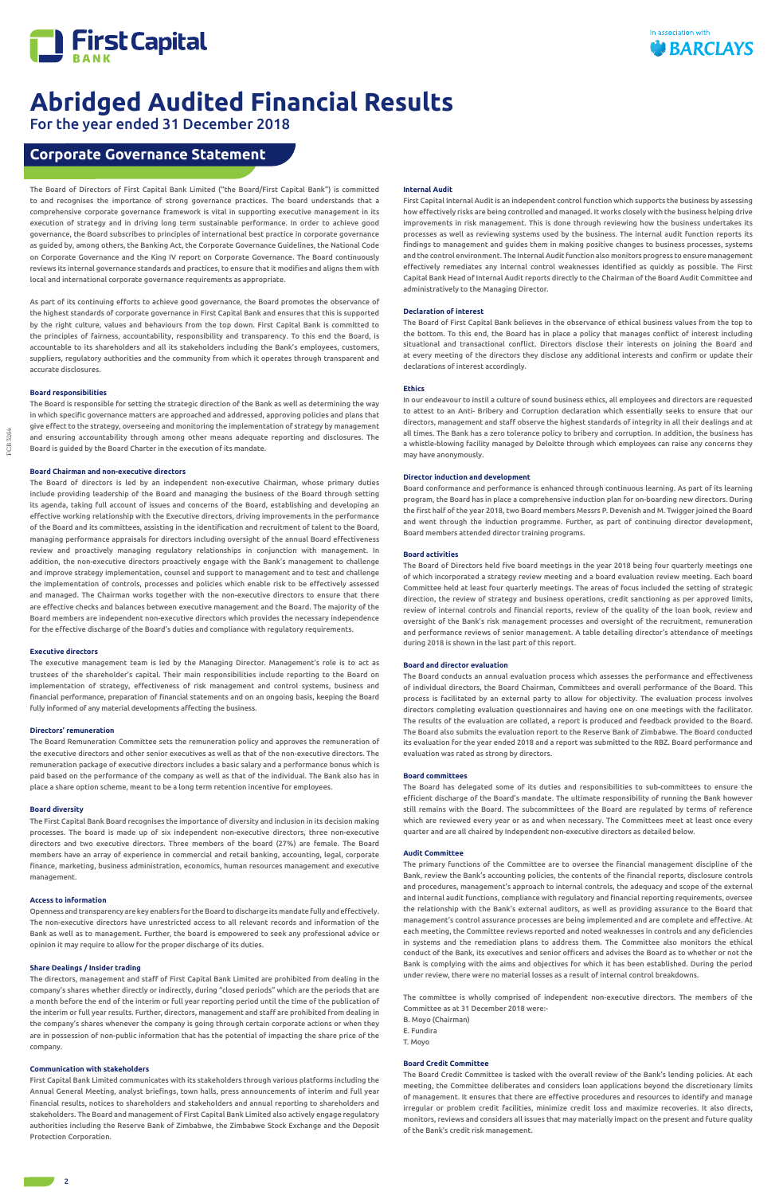# Abridged Audited Financial Results

For the year ended 31 December 2018

## Corporate Governance Statement

The Board of Directors of First Capital Bank Limited ("the Board/First Capital Bank") is committed to and recognises the importance of strong governance practices. The board understands that a comprehensive corporate governance framework is vital in supporting executive management in its execution of strategy and in driving long term sustainable performance. In order to achieve good governance, the Board subscribes to principles of international best practice in corporate governance as guided by, among others, the Banking Act, the Corporate Governance Guidelines, the National Code on Corporate Governance and the King IV report on Corporate Governance. The Board continuously reviews its internal governance standards and practices, to ensure that it modifies and aligns them with local and international corporate governance requirements as appropriate.

As part of its continuing efforts to achieve good governance, the Board promotes the observance of the highest standards of corporate governance in First Capital Bank and ensures that this is supported by the right culture, values and behaviours from the top down. First Capital Bank is committed to the principles of fairness, accountability, responsibility and transparency. To this end the Board, is accountable to its shareholders and all its stakeholders including the Bank's employees, customers, suppliers, regulatory authorities and the community from which it operates through transparent and accurate disclosures.

### Board responsibilities

The Board is responsible for setting the strategic direction of the Bank as well as determining the way in which specific governance matters are approached and addressed, approving policies and plans that give effect to the strategy, overseeing and monitoring the implementation of strategy by management and ensuring accountability through among other means adequate reporting and disclosures. The Board is guided by the Board Charter in the execution of its mandate.

### Board Chairman and non-executive directors

The Board of directors is led by an independent non-executive Chairman, whose primary duties include providing leadership of the Board and managing the business of the Board through setting its agenda, taking full account of issues and concerns of the Board, establishing and developing an effective working relationship with the Executive directors, driving improvements in the performance of the Board and its committees, assisting in the identification and recruitment of talent to the Board, managing performance appraisals for directors including oversight of the annual Board effectiveness review and proactively managing regulatory relationships in conjunction with management. In addition, the non-executive directors proactively engage with the Bank's management to challenge and improve strategy implementation, counsel and support to management and to test and challenge the implementation of controls, processes and policies which enable risk to be effectively assessed and managed. The Chairman works together with the non-executive directors to ensure that there are effective checks and balances between executive management and the Board. The majority of the Board members are independent non-executive directors which provides the necessary independence for the effective discharge of the Board's duties and compliance with regulatory requirements.

### Executive directors

The executive management team is led by the Managing Director. Management's role is to act as trustees of the shareholder's capital. Their main responsibilities include reporting to the Board on implementation of strategy, effectiveness of risk management and control systems, business and financial performance, preparation of financial statements and on an ongoing basis, keeping the Board fully informed of any material developments affecting the business.

### Directors' remuneration

The Board Remuneration Committee sets the remuneration policy and approves the remuneration of the executive directors and other senior executives as well as that of the non-executive directors. The remuneration package of executive directors includes a basic salary and a performance bonus which is paid based on the performance of the company as well as that of the individual. The Bank also has in place a share option scheme, meant to be a long term retention incentive for employees.

### Board diversity

The First Capital Bank Board recognises the importance of diversity and inclusion in its decision making processes. The board is made up of six independent non-executive directors, three non-executive directors and two executive directors. Three members of the board (27%) are female. The Board members have an array of experience in commercial and retail banking, accounting, legal, corporate finance, marketing, business administration, economics, human resources management and executive management.

### Access to information

Openness and transparency are key enablers for the Board to discharge its mandate fully and effectively. The non-executive directors have unrestricted access to all relevant records and information of the Bank as well as to management. Further, the board is empowered to seek any professional advice or opinion it may require to allow for the proper discharge of its duties.

### Share Dealings / Insider trading

The directors, management and staff of First Capital Bank Limited are prohibited from dealing in the company's shares whether directly or indirectly, during "closed periods" which are the periods that are a month before the end of the interim or full year reporting period until the time of the publication of the interim or full year results. Further, directors, management and staff are prohibited from dealing in the company's shares whenever the company is going through certain corporate actions or when they are in possession of non-public information that has the potential of impacting the share price of the company.

### Communication with stakeholders

First Capital Bank Limited communicates with its stakeholders through various platforms including the Annual General Meeting, analyst briefings, town halls, press announcements of interim and full year financial results, notices to shareholders and stakeholders and annual reporting to shareholders and stakeholders. The Board and management of First Capital Bank Limited also actively engage regulatory authorities including the Reserve Bank of Zimbabwe, the Zimbabwe Stock Exchange and the Deposit Protection Corporation.

### Internal Audit

First Capital Internal Audit is an independent control function which supports the business by assessing how effectively risks are being controlled and managed. It works closely with the business helping drive improvements in risk management. This is done through reviewing how the business undertakes its processes as well as reviewing systems used by the business. The internal audit function reports its findings to management and guides them in making positive changes to business processes, systems and the control environment. The Internal Audit function also monitors progress to ensure management effectively remediates any internal control weaknesses identified as quickly as possible. The First Capital Bank Head of Internal Audit reports directly to the Chairman of the Board Audit Committee and administratively to the Managing Director.

### Declaration of interest

The Board of First Capital Bank believes in the observance of ethical business values from the top to the bottom. To this end, the Board has in place a policy that manages conflict of interest including situational and transactional conflict. Directors disclose their interests on joining the Board and at every meeting of the directors they disclose any additional interests and confirm or update their declarations of interest accordingly.

### Ethics

In our endeavour to instil a culture of sound business ethics, all employees and directors are requested to attest to an Anti- Bribery and Corruption declaration which essentially seeks to ensure that our directors, management and staff observe the highest standards of integrity in all their dealings and at all times. The Bank has a zero tolerance policy to bribery and corruption. In addition, the business has a whistle-blowing facility managed by Deloitte through which employees can raise any concerns they may have anonymously.

### Director induction and development

Board conformance and performance is enhanced through continuous learning. As part of its learning program, the Board has in place a comprehensive induction plan for on-boarding new directors. During the first half of the year 2018, two Board members Messrs P. Devenish and M. Twigger joined the Board and went through the induction programme. Further, as part of continuing director development, Board members attended director training programs.

### Board activities

The Board of Directors held five board meetings in the year 2018 being four quarterly meetings one of which incorporated a strategy review meeting and a board evaluation review meeting. Each board Committee held at least four quarterly meetings. The areas of focus included the setting of strategic direction, the review of strategy and business operations, credit sanctioning as per approved limits, review of internal controls and financial reports, review of the quality of the loan book, review and oversight of the Bank's risk management processes and oversight of the recruitment, remuneration and performance reviews of senior management. A table detailing director's attendance of meetings during 2018 is shown in the last part of this report.

### Board and director evaluation

The Board conducts an annual evaluation process which assesses the performance and effectiveness of individual directors, the Board Chairman, Committees and overall performance of the Board. This process is facilitated by an external party to allow for objectivity. The evaluation process involves directors completing evaluation questionnaires and having one on one meetings with the facilitator. The results of the evaluation are collated, a report is produced and feedback provided to the Board. The Board also submits the evaluation report to the Reserve Bank of Zimbabwe. The Board conducted its evaluation for the year ended 2018 and a report was submitted to the RBZ. Board performance and evaluation was rated as strong by directors.

### Board committees

The Board has delegated some of its duties and responsibilities to sub-committees to ensure the efficient discharge of the Board's mandate. The ultimate responsibility of running the Bank however still remains with the Board. The subcommittees of the Board are regulated by terms of reference which are reviewed every year or as and when necessary. The Committees meet at least once every quarter and are all chaired by Independent non-executive directors as detailed below.

### Audit Committee

The primary functions of the Committee are to oversee the financial management discipline of the Bank, review the Bank's accounting policies, the contents of the financial reports, disclosure controls and procedures, management's approach to internal controls, the adequacy and scope of the external and internal audit functions, compliance with regulatory and financial reporting requirements, oversee the relationship with the Bank's external auditors, as well as providing assurance to the Board that management's control assurance processes are being implemented and are complete and effective. At each meeting, the Committee reviews reported and noted weaknesses in controls and any deficiencies in systems and the remediation plans to address them. The Committee also monitors the ethical conduct of the Bank, its executives and senior officers and advises the Board as to whether or not the Bank is complying with the aims and objectives for which it has been established. During the period under review, there were no material losses as a result of internal control breakdowns.

The committee is wholly comprised of independent non-executive directors. The members of the Committee as at 31 December 2018 were:-

B. Moyo (Chairman)  
E. Fundira  
T. Moyo

### Board Credit Committee

The Board Credit Committee is tasked with the overall review of the Bank's lending policies. At each meeting, the Committee deliberates and considers loan applications beyond the discretionary limits of management. It ensures that there are effective procedures and resources to identify and manage irregular or problem credit facilities, minimize credit loss and maximize recoveries. It also directs, monitors, reviews and considers all issues that may materially impact on the present and future quality of the Bank's credit risk management.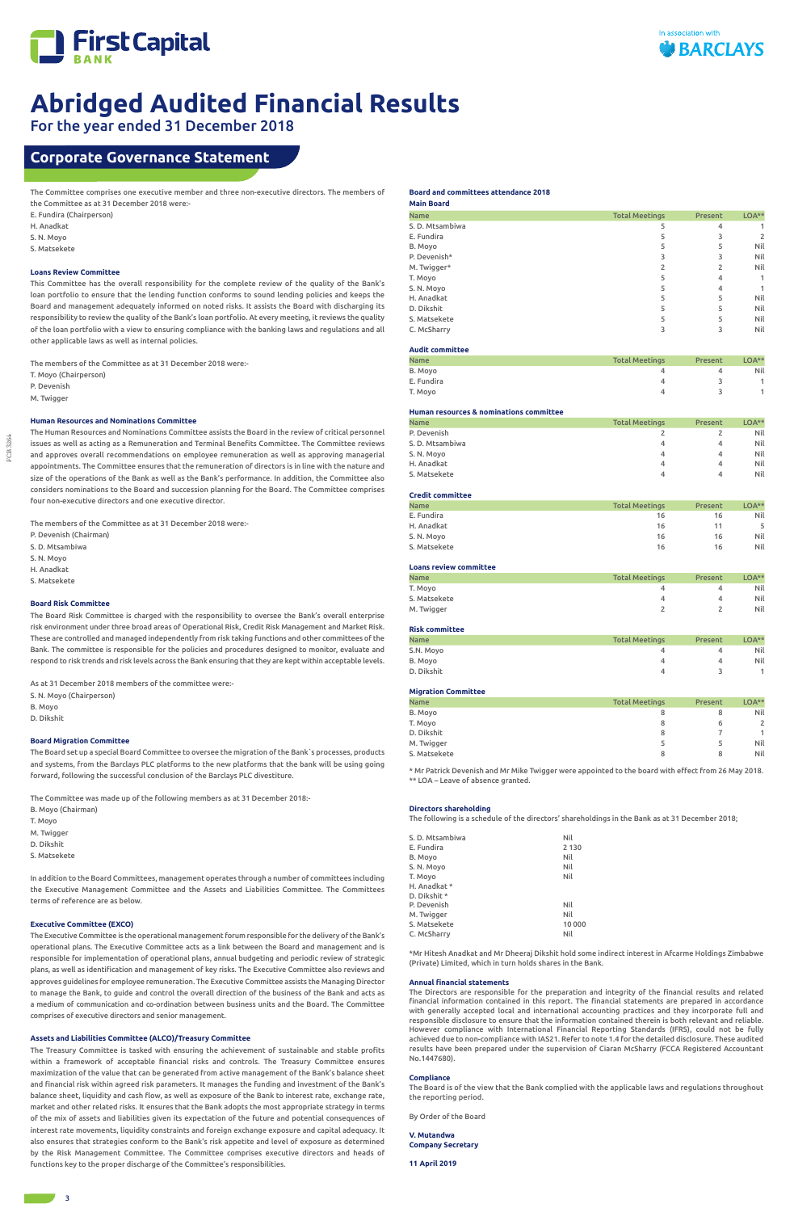# Abridged Audited Financial Results

For the year ended 31 December 2018

## Corporate Governance Statement

The Committee comprises one executive member and three non-executive directors. The members of the Committee as at 31 December 2018 were:-

E. Fundira (Chairperson)
H. Anadkat
S. N. Moyo
S. Matsekete

### Loans Review Committee

This Committee has the overall responsibility for the complete review of the quality of the Bank's loan portfolio to ensure that the lending function conforms to sound lending policies and keeps the Board and management adequately informed on noted risks. It assists the Board with discharging its responsibility to review the quality of the Bank's loan portfolio. At every meeting, it reviews the quality of the loan portfolio with a view to ensuring compliance with the banking laws and regulations and all other applicable laws as well as internal policies.

The members of the Committee as at 31 December 2018 were:-

T. Moyo (Chairperson)
P. Devenish
M. Twigger

### Human Resources and Nominations Committee

The Human Resources and Nominations Committee assists the Board in the review of critical personnel issues as well as acting as a Remuneration and Terminal Benefits Committee. The Committee reviews and approves overall recommendations on employee remuneration as well as approving managerial appointments. The Committee ensures that the remuneration of directors is in line with the nature and size of the operations of the Bank as well as the Bank's performance. In addition, the Committee also considers nominations to the Board and succession planning for the Board. The Committee comprises four non-executive directors and one executive director.

The members of the Committee as at 31 December 2018 were:-

P. Devenish (Chairman)
S. D. Mtsambiwa
S. N. Moyo
H. Anadkat
S. Matsekete

### Board Risk Committee

The Board Risk Committee is charged with the responsibility to oversee the Bank's overall enterprise risk environment under three broad areas of Operational Risk, Credit Risk Management and Market Risk. These are controlled and managed independently from risk taking functions and other committees of the Bank. The committee is responsible for the policies and procedures designed to monitor, evaluate and respond to risk trends and risk levels across the Bank ensuring that they are kept within acceptable levels.

As at 31 December 2018 members of the committee were:-

S. N. Moyo (Chairperson)
B. Moyo
D. Dikshit

### Board Migration Committee

The Board set up a special Board Committee to oversee the migration of the Bank`s processes, products and systems, from the Barclays PLC platforms to the new platforms that the bank will be using going forward, following the successful conclusion of the Barclays PLC divestiture.

The Committee was made up of the following members as at 31 December 2018:-

B. Moyo (Chairman)
T. Moyo
M. Twigger
D. Dikshit
S. Matsekete

In addition to the Board Committees, management operates through a number of committees including the Executive Management Committee and the Assets and Liabilities Committee. The Committees terms of reference are as below.

### Executive Committee (EXCO)

The Executive Committee is the operational management forum responsible for the delivery of the Bank's operational plans. The Executive Committee acts as a link between the Board and management and is responsible for implementation of operational plans, annual budgeting and periodic review of strategic plans, as well as identification and management of key risks. The Executive Committee also reviews and approves guidelines for employee remuneration. The Executive Committee assists the Managing Director to manage the Bank, to guide and control the overall direction of the business of the Bank and acts as a medium of communication and co-ordination between business units and the Board. The Committee comprises of executive directors and senior management.

### Assets and Liabilities Committee (ALCO)/Treasury Committee

The Treasury Committee is tasked with ensuring the achievement of sustainable and stable profits within a framework of acceptable financial risks and controls. The Treasury Committee ensures maximization of the value that can be generated from active management of the Bank's balance sheet and financial risk within agreed risk parameters. It manages the funding and investment of the Bank's balance sheet, liquidity and cash flow, as well as exposure of the Bank to interest rate, exchange rate, market and other related risks. It ensures that the Bank adopts the most appropriate strategy in terms of the mix of assets and liabilities given its expectation of the future and potential consequences of interest rate movements, liquidity constraints and foreign exchange exposure and capital adequacy. It also ensures that strategies conform to the Bank's risk appetite and level of exposure as determined by the Risk Management Committee. The Committee comprises executive directors and heads of functions key to the proper discharge of the Committee's responsibilities.

### Board and committees attendance 2018

**Main Board**

| Name | Total Meetings | Present | LOA** |
|---|---|---|---|
| S. D. Mtsambiwa | 5 | 4 | 1 |
| E. Fundira | 5 | 3 | 2 |
| B. Moyo | 5 | 5 | Nil |
| P. Devenish* | 3 | 3 | Nil |
| M. Twigger* | 2 | 2 | Nil |
| T. Moyo | 5 | 4 | 1 |
| S. N. Moyo | 5 | 4 | 1 |
| H. Anadkat | 5 | 5 | Nil |
| D. Dikshit | 5 | 5 | Nil |
| S. Matsekete | 5 | 5 | Nil |
| C. McSharry | 3 | 3 | Nil |

**Audit committee**

| Name | Total Meetings | Present | LOA** |
|---|---|---|---|
| B. Moyo | 4 | 4 | Nil |
| E. Fundira | 4 | 3 | 1 |
| T. Moyo | 4 | 3 | 1 |

**Human resources & nominations committee**

| Name | Total Meetings | Present | LOA** |
|---|---|---|---|
| P. Devenish | 2 | 2 | Nil |
| S. D. Mtsambiwa | 4 | 4 | Nil |
| S. N. Moyo | 4 | 4 | Nil |
| H. Anadkat | 4 | 4 | Nil |
| S. Matsekete | 4 | 4 | Nil |

**Credit committee**

| Name | Total Meetings | Present | LOA** |
|---|---|---|---|
| E. Fundira | 16 | 16 | Nil |
| H. Anadkat | 16 | 11 | 5 |
| S. N. Moyo | 16 | 16 | Nil |
| S. Matsekete | 16 | 16 | Nil |

**Loans review committee**

| Name | Total Meetings | Present | LOA** |
|---|---|---|---|
| T. Moyo | 4 | 4 | Nil |
| S. Matsekete | 4 | 4 | Nil |
| M. Twigger | 2 | 2 | Nil |

**Risk committee**

| Name | Total Meetings | Present | LOA** |
|---|---|---|---|
| S.N. Moyo | 4 | 4 | Nil |
| B. Moyo | 4 | 4 | Nil |
| D. Dikshit | 4 | 3 | 1 |

**Migration Committee**

| Name | Total Meetings | Present | LOA** |
|---|---|---|---|
| B. Moyo | 8 | 8 | Nil |
| T. Moyo | 8 | 6 | 2 |
| D. Dikshit | 8 | 7 | 1 |
| M. Twigger | 5 | 5 | Nil |
| S. Matsekete | 8 | 8 | Nil |

\* Mr Patrick Devenish and Mr Mike Twigger were appointed to the board with effect from 26 May 2018.
** LOA – Leave of absence granted.

### Directors shareholding

The following is a schedule of the directors' shareholdings in the Bank as at 31 December 2018;

| | |
|---|---|
| S. D. Mtsambiwa | Nil |
| E. Fundira | 2 130 |
| B. Moyo | Nil |
| S. N. Moyo | Nil |
| T. Moyo | Nil |
| H. Anadkat * | |
| D. Dikshit * | |
| P. Devenish | Nil |
| M. Twigger | Nil |
| S. Matsekete | 10 000 |
| C. McSharry | Nil |

*Mr Hitesh Anadkat and Mr Dheeraj Dikshit hold some indirect interest in Afcarme Holdings Zimbabwe (Private) Limited, which in turn holds shares in the Bank.

### Annual financial statements

The Directors are responsible for the preparation and integrity of the financial results and related financial information contained in this report. The financial statements are prepared in accordance with generally accepted local and international accounting practices and they incorporate full and responsible disclosure to ensure that the information contained therein is both relevant and reliable. However compliance with International Financial Reporting Standards (IFRS), could not be fully achieved due to non-compliance with IAS21. Refer to note 1.4 for the detailed disclosure. These audited results have been prepared under the supervision of Ciaran McSharry (FCCA Registered Accountant No.1447680).

### Compliance

The Board is of the view that the Bank complied with the applicable laws and regulations throughout the reporting period.

By Order of the Board

**V. Mutandwa**
**Company Secretary**

**11 April 2019**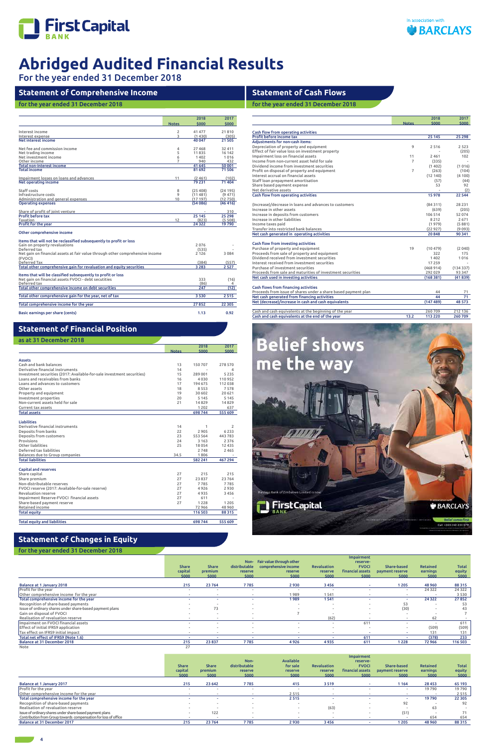# Abridged Audited Financial Results

For the year ended 31 December 2018

## Statement of Comprehensive Income

for the year ended 31 December 2018

| | Notes | 2018 $000 | 2017 $000 |
|---|---|---|---|
| Interest income | 2 | 41 477 | 21 810 |
| Interest expense | 3 | (1 430) | (305) |
| **Net interest income** | | 40 047 | 21 505 |
| Net fee and commission income | 4 | 27 468 | 32 411 |
| Net trading income | 5 | 11 835 | 16 142 |
| Net investment income | 6 | 1 402 | 1 016 |
| Other income | 7 | 940 | 432 |
| **Total non-interest income** | | 41 645 | 50 001 |
| **Total income** | | 81 692 | 71 506 |
| Impairment losses on loans and advances | 11 | (2 461) | (102) |
| **Net operating income** | | 79 231 | 71 404 |
| Staff costs | 8 | (25 408) | (24 195) |
| Infrastructure costs | 9 | (11 481) | (9 471) |
| Administration and general expenses | 10 | (17 197) | (12 750) |
| **Operating expenses** | | (54 086) | (46 416) |
| Share of profit of joint venture | | - | 310 |
| **Profit before tax** | | 25 145 | 25 298 |
| Taxation | 12 | (823) | (5 508) |
| **Profit for the year** | | 24 322 | 19 790 |
| **Other comprehensive income** | | | |
| **Items that will not be reclassified subsequently to profit or loss** | | | |
| Gain on property revaluations | | 2 076 | - |
| Deferred tax | | (535) | - |
| Net gain on financial assets at fair value through other comprehensive income (FVOCI) | | 2 126 | 3 084 |
| Deferred Tax | | (384) | (557) |
| **Total other comprehensive gain for revaluation and equity securities** | | 3 283 | 2 527 |
| **Items that will be classified subsequently to profit or loss** | | | |
| Net gain on financial assets FVOCI - debt securities | | 333 | (16) |
| Deferred tax | | (86) | 4 |
| **Total other comprehensive income on debt securities** | | 247 | (12) |
| **Total other comprehensive gain for the year, net of tax** | | 3 530 | 2 515 |
| **Total comprehensive income for the year** | | 27 852 | 22 305 |
| **Basic earnings per share (cents)** | | 1.13 | 0.92 |

## Statement of Financial Position

as at 31 December 2018

| | Notes | 2018 $000 | 2017 $000 |
|---|---|---|---|
| **Assets** | | | |
| Cash and bank balances | 13 | 150 707 | 278 570 |
| Derivative financial instruments | 14 | - | 4 |
| Investment securities (2017: Available-for-sale investment securities) | 15 | 289 001 | 5 235 |
| Loans and receivables from banks | 16 | 4 030 | 110 952 |
| Loans and advances to customers | 17 | 194 675 | 112 038 |
| Other assets | 18 | 8 553 | 7 578 |
| Property and equipment | 19 | 30 602 | 20 621 |
| Investment properties | 20 | 5 145 | 5 145 |
| Non-current assets held for sale | 21 | 14 829 | 14 829 |
| Current tax assets | | 1 202 | 637 |
| **Total assets** | | 698 744 | 555 609 |
| **Liabilities** | | | |
| Derivative financial instruments | 14 | 1 | 2 |
| Deposits from banks | 22 | 2 905 | 6 233 |
| Deposits from customers | 23 | 553 564 | 443 783 |
| Provisions | 24 | 3 163 | 2 376 |
| Other liabilities | 25 | 18 054 | 12 435 |
| Deferred tax liabilities | | 2 748 | 2 465 |
| Balances due to Group companies | 34.5 | 1 806 | - |
| **Total liabilities** | | 582 241 | 467 294 |
| **Capital and reserves** | | | |
| Share capital | 27 | 215 | 215 |
| Share premium | 27 | 23 837 | 23 764 |
| Non-distributable reserves | 27 | 7 785 | 7 785 |
| FVOCI reserve (2017: Available-for-sale reserve) | 27 | 4 926 | 2 930 |
| Revaluation reserve | 27 | 4 935 | 3 456 |
| Impairment Reserve-FVOCI financial assets | 27 | 611 | - |
| Share-based payment reserve | 27 | 1 228 | 1 205 |
| Retained income | | 72 966 | 48 960 |
| **Total equity** | | 116 503 | 88 315 |
| **Total equity and liabilities** | | 698 744 | 555 609 |

## Statement of Cash Flows

for the year ended 31 December 2018

| | Notes | 2018 $000 | 2017 $000 |
|---|---|---|---|
| **Cash flow from operating activities** | | | |
| **Profit before income tax** | | 25 145 | 25 298 |
| **Adjustments for non-cash items:** | | | |
| Depreciation of property and equipment | 9 | 2 516 | 2 523 |
| Effect of fair value loss on investment property | | - | (205) |
| Impairment loss on financial assets | 11 | 2 461 | 102 |
| Income from non-current asset held for sale | 7 | (335) | - |
| Dividend income from investment securities | | (1 402) | (1 016) |
| Profit on disposal of property and equipment | 7 | (263) | (104) |
| Interest accrual on financial assets | | (12 140) | (4 100) |
| Staff loan prepayment amortisation | | (57) | (44) |
| Share based payment expense | | 53 | 92 |
| Net derivative assets | | - | (2) |
| **Cash flow from operating activities** | | 15 978 | 22 544 |
| (Increase)/decrease in loans and advances to customers | | (84 311) | 28 231 |
| Increase in other assets | | (639) | (205) |
| Increase in deposits from customers | | 106 514 | 52 074 |
| Increase in other liabilities | | 8 212 | 2 671 |
| Income taxes paid | | (1 979) | (5 881) |
| Transfer into restricted bank balances | | (22 927) | (9 093) |
| **Net cash generated in operating activities** | | 20 848 | 90 341 |
| **Cash flow from investing activities** | | | |
| Purchase of property and equipment | 19 | (10 479) | (2 040) |
| Proceeds from sale of property and equipment | | 322 | 175 |
| Dividend received from investment securities | | 1 402 | 1 016 |
| Interest received from investment securities | | 17 259 | - |
| Purchase of investment securities | | (468 914) | (134 337) |
| Proceeds from sale and maturities of investment securities | | 292 029 | 93 347 |
| **Net cash used in investing activities** | | (168 381) | (41 839) |
| **Cash flows from financing activities** | | | |
| Proceeds from issue of shares under a share based payment plan | | 44 | 71 |
| **Net cash generated from financing activities** | | 44 | 71 |
| **Net (decrease)/increase in cash and cash equivalents** | | (147 489) | 48 573 |
| Cash and cash equivalents at the beginning of the year | | 260 709 | 212 136 |
| **Cash and cash equivalents at the end of the year** | 13.2 | 113 220 | 260 709 |

## Statement of Changes in Equity

for the year ended 31 December 2018

| | Share capital $000 | Share premium $000 | Non-distributable reserve $000 | Fair value through other comprehensive income reserve $000 | Revaluation reserve $000 | Impairment reserve-FVOCI financial assets $000 | Share-based payment reserve $000 | Retained earnings $000 | Total equity $000 |
|---|---|---|---|---|---|---|---|---|---|
| **Balance at 1 January 2018** | 215 | 23 764 | 7 785 | 2 930 | 3 456 | - | 1 205 | 48 960 | 88 315 |
| Profit for the year | - | - | - | - | - | - | - | 24 322 | 24 322 |
| Other comprehensive income for the year | - | - | - | 1 989 | 1 541 | - | - | - | 3 530 |
| **Total comprehensive income for the year** | - | - | - | 1 989 | 1 541 | - | - | 24 322 | 27 852 |
| Recognition of share-based payments | - | - | - | - | - | - | 53 | - | 53 |
| Issue of ordinary shares under share-based payment plans | - | 73 | - | - | - | - | (30) | - | 43 |
| Gain on disposal of FVOCI | - | - | - | 7 | - | - | - | - | 7 |
| Realisation of revaluation reserve | - | - | - | - | (62) | - | - | 62 | - |
| Impairment on FVOCI financial assets | - | - | - | - | - | 611 | - | - | 611 |
| Effect of initial IFRS9 application | - | - | - | - | - | - | - | (509) | (509) |
| Tax effect on IFRS9 initial impact | - | - | - | - | - | - | - | 131 | 131 |
| **Total net effect of IFRS9 (Note 1.6)** | - | - | - | - | - | 611 | - | (378) | 233 |
| **Balance at 31 December 2018** | 215 | 23 837 | 7 785 | 4 926 | 4 935 | 611 | 1 228 | 72 966 | 116 503 |
| Note | 27 | | | | | | | | |

| | Share capital $000 | Share premium $000 | Non-distributable reserve $000 | Available for sale reserve $000 | Revaluation reserve $000 | Impairment reserve-FVOCI financial assets $000 | Share-based payment reserve $000 | Retained earnings $000 | Total equity $000 |
|---|---|---|---|---|---|---|---|---|---|
| **Balance at 1 January 2017** | 215 | 23 642 | 7 785 | 415 | 3 519 | - | 1 164 | 28 453 | 65 193 |
| Profit for the year | - | - | - | - | - | - | - | 19 790 | 19 790 |
| Other comprehensive income for the year | - | - | - | 2 515 | - | - | - | - | 2 515 |
| **Total comprehensive income for the year** | - | - | - | 2 515 | - | - | - | 19 790 | 22 305 |
| Recognition of share-based payments | - | - | - | - | - | - | 92 | - | 92 |
| Realisation of revaluation reserve | - | - | - | - | (63) | - | - | 63 | - |
| Issue of ordinary shares under share-based payment plans | - | 122 | - | - | - | - | (51) | - | 71 |
| Contribution from Group towards compensation for loss of office | - | - | - | - | - | - | - | 654 | 654 |
| **Balance at 31 December 2017** | 215 | 23 764 | 7 785 | 2 930 | 3 456 | - | 1 205 | 48 960 | 88 315 |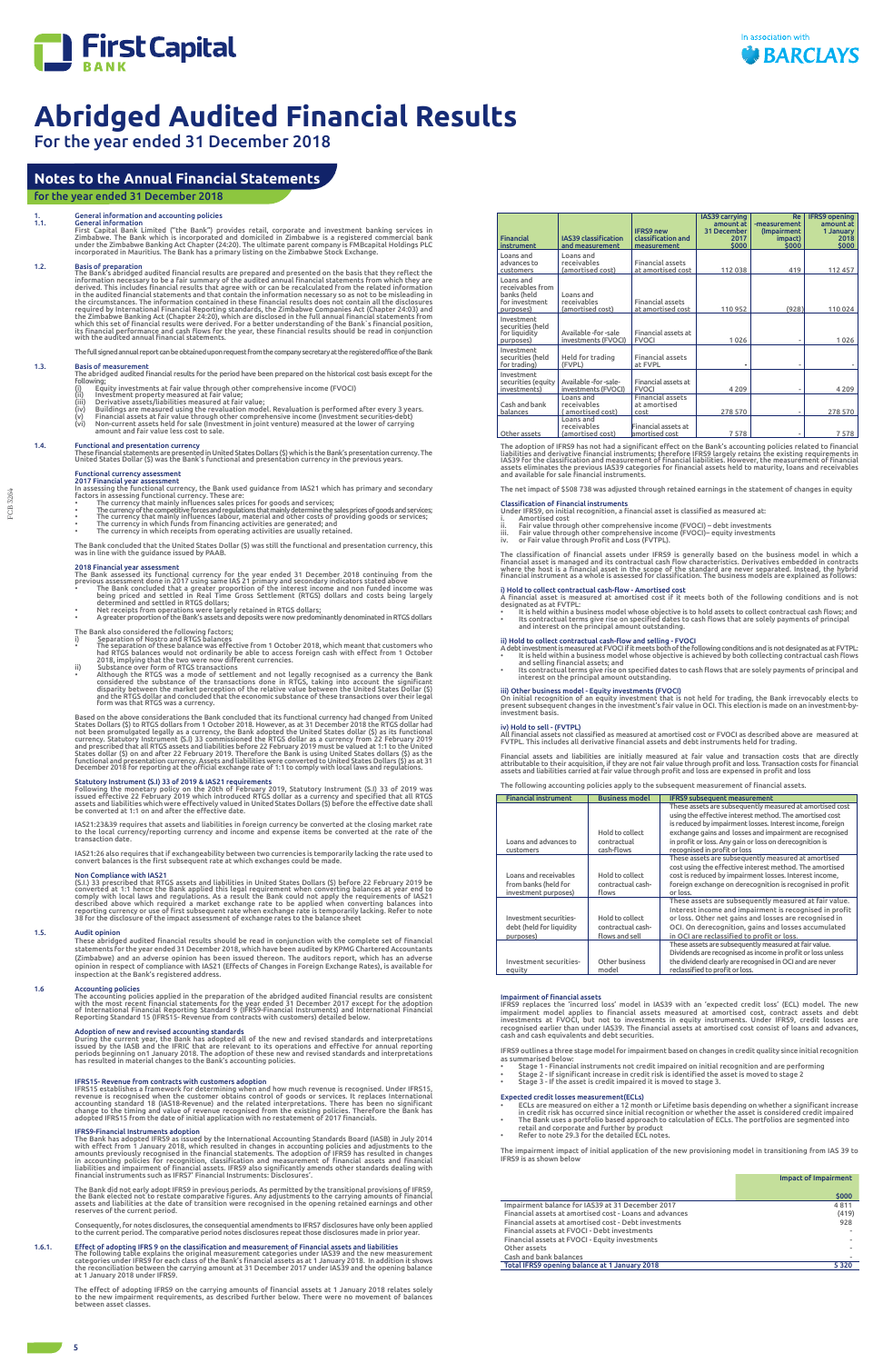# Abridged Audited Financial Results

For the year ended 31 December 2018

## Notes to the Annual Financial Statements

for the year ended 31 December 2018

### 1. General information and accounting policies

#### 1.1. General information

First Capital Bank Limited ("the Bank") provides retail, corporate and investment banking services in Zimbabwe. The Bank which is incorporated and domiciled in Zimbabwe is a registered commercial bank under the Zimbabwe Banking Act Chapter (24:20). The ultimate parent company is FMBcapital Holdings PLC incorporated in Mauritius. The Bank has a primary listing on the Zimbabwe Stock Exchange.

#### 1.2. Basis of preparation

The Bank's abridged audited financial results are prepared and presented on the basis that they reflect the information necessary to be a fair summary of the audited annual financial statements from which they are derived. This includes financial results that agree with or can be recalculated from the related information in the audited financial statements and that contain the information necessary so as not to be misleading in the circumstances. The information contained in these financial results does not contain all the disclosures required by International Financial Reporting standards, the Zimbabwe Companies Act (Chapter 24:03) and the Zimbabwe Banking Act (Chapter 24:20), which are disclosed in the full annual financial statements from which this set of financial results were derived. For a better understanding of the Bank`s financial position, its financial performance and cash flows for the year, these financial results should be read in conjunction with the audited annual financial statements.

The full signed annual report can be obtained upon request from the company secretary at the registered office of the Bank

#### 1.3. Basis of measurement

The abridged audited financial results for the period have been prepared on the historical cost basis except for the following;

(i) Equity investments at fair value through other comprehensive income (FVOCI)
(ii) Investment property measured at fair value;
(iii) Derivative assets/liabilities measured at fair value;
(iv) Buildings are measured using the revaluation model. Revaluation is performed after every 3 years.
(v) Financial assets at fair value through other comprehensive income (investment securities-debt)
(vi) Non-current assets held for sale (investment in joint venture) measured at the lower of carrying amount and fair value less cost to sale.

#### 1.4. Functional and presentation currency

These financial statements are presented in United States Dollars ($) which is the Bank's presentation currency. The United States Dollar ($) was the Bank's functional and presentation currency in the previous years.

**Functional currency assessment**

**2017 Financial year assessment**

In assessing the functional currency, the Bank used guidance from IAS21 which has primary and secondary factors in assessing functional currency. These are:

- The currency that mainly influences sales prices for goods and services;
- The currency of the competitive forces and regulations that mainly determine the sales prices of goods and services;
- The currency that mainly influences labour, material and other costs of providing goods or services;
- The currency in which funds from financing activities are generated; and
- The currency in which receipts from operating activities are usually retained.

The Bank concluded that the United States Dollar ($) was still the functional and presentation currency, this was in line with the guidance issued by PAAB.

**2018 Financial year assessment**

The Bank assessed its functional currency for the year ended 31 December 2018 continuing from the previous assessment done in 2017 using same IAS 21 primary and secondary indicators stated above

- The Bank concluded that a greater proportion of the interest income and non funded income was being priced and settled in Real Time Gross Settlement (RTGS) dollars and costs being largely determined and settled in RTGS dollars;
- Net receipts from operations were largely retained in RTGS dollars;
- A greater proportion of the Bank's assets and deposits were now predominantly denominated in RTGS dollars

The Bank also considered the following Factors;

i) Separation of Nostro and RTGS balances
   - The separation of these balance was effective from 1 October 2018, which meant that customers who had RTGS balances would not ordinarily be able to access foreign cash with effect from 1 October 2018, implying that the two were now different currencies.

ii) Substance over form of RTGS transactions
   - Although the RTGS was a mode of settlement and not legally recognised as a currency the Bank considered the substance of the transactions done in RTGS, taking into account the significant disparity between the market perception of the relative value between the United States Dollar ($) and the RTGS dollar and concluded that the economic substance of these transactions over their legal form was that RTGS was a currency.

Based on the above considerations the Bank concluded that its functional currency had changed from United States Dollars ($) to RTGS dollars from 1 October 2018. However, as at 31 December 2018 the RTGS dollar had not been promulgated legally as a currency, the Bank adopted the United States dollar ($) as its functional currency. Statutory Instrument (S.I) 33 commissioned the RTGS dollar as a currency from 22 February 2019 and prescribed that all RTGS assets and liabilities before 22 February 2019 must be valued at 1:1 to the United States dollar ($) on and after 22 February 2019. Therefore the Bank is using United States dollars ($) as the functional and presentation currency. Assets and liabilities were converted to United States Dollars ($) as at 31 December 2018 for reporting at the official exchange rate of 1:1 to comply with local laws and regulations.

**Statutory Instrument (S.I) 33 of 2019 & IAS21 requirements**

Following the monetary policy on the 20th of February 2019, Statutory Instrument (S.I) 33 of 2019 was issued effective 22 February 2019 which introduced RTGS dollar as a currency and specified that all RTGS assets and liabilities which were effectively valued in United States Dollars ($) before the effective date shall be converted at 1:1 on and after the effective date.

IAS21:23&39 requires that assets and liabilities in foreign currency be converted at the closing market rate to the local currency/reporting currency and income and expense items be converted at the rate of the transaction date.

IAS21:26 also requires that if exchangeability between two currencies is temporarily lacking the rate used to convert balances is the first subsequent rate at which exchanges could be made.

**Non Compliance with IAS21**

(S.I.) 33 prescribed that RTGS assets and liabilities in United States Dollars ($) before 22 February 2019 be converted at 1:1 hence the Bank applied this legal requirement when converting balances at year end to comply with local laws and regulations. As a result the Bank could not apply the requirements of IAS21 described above which required a market exchange rate to be applied when converting balances into reporting currency or use of first subsequent rate when exchange rate is temporarily lacking. Refer to note 38 for the disclosure of the impact assessment of exchange rates to the balance sheet

#### 1.5. Audit opinion

These abridged audited financial results should be read in conjunction with the complete set of financial statements for the year ended 31 December 2018, which have been audited by KPMG Chartered Accountants (Zimbabwe) and an adverse opinion has been issued thereon. The auditors report, which has an adverse opinion in respect of compliance with IAS21 (Effects of Changes in Foreign Exchange Rates), is available for inspection at the Bank's registered address.

#### 1.6 Accounting policies

The accounting policies applied in the preparation of the abridged audited financial results are consistent with the most recent financial statements for the year ended 31 December 2017 except for the adoption of International Financial Reporting Standard 9 (IFRS9-Financial Instruments) and International Financial Reporting Standard 15 (IFRS15- Revenue from contracts with customers) detailed below.

**Adoption of new and revised accounting standards**

During the current year, the Bank has adopted all of the new and revised standards and interpretations issued by the IASB and the IFRIC that are relevant to its operations and effective for annual reporting periods beginning on1 January 2018. The adoption of these new and revised standards and interpretations has resulted in material changes to the Bank's accounting policies.

**IFRS15- Revenue from contracts with customers adoption**

IFRS15 establishes a framework for determining when and how much revenue is recognised. Under IFRS15, revenue is recognised when the customer obtains control of goods or services. It replaces International accounting standard 18 (IAS18-Revenue) and the related interpretations. There has been no significant change to the timing and value of revenue recognised from the existing policies. Therefore the Bank has adopted IFRS15 from the date of initial application with no restatement of 2017 financials.

**IFRS9-Financial Instruments adoption**

The Bank has adopted IFRS9 as issued by the International Accounting Standards Board (IASB) in July 2014 with effect from 1 January 2018, which resulted in changes in accounting policies and adjustments to the amounts previously recognised in the financial statements. The adoption of IFRS9 has resulted in changes in accounting policies for recognition, classification and measurement of financial assets and financial liabilities and impairment of financial assets. IFRS9 also significantly amends other standards dealing with financial instruments such as IFRS7' Financial Instruments: Disclosures'.

The Bank did not early adopt IFRS9 in previous periods. As permitted by the transitional provisions of IFRS9, the Bank elected not to restate comparative figures. Any adjustments to the carrying amounts of financial assets and liabilities at the date of transition were recognised in the opening retained earnings and other reserves of the current period.

Consequently, for notes disclosures, the consequential amendments to IFRS7 disclosures have only been applied to the current period. The comparative period notes disclosures repeat those disclosures made in prior year.

#### 1.6.1. Effect of adopting IFRS 9 on the classification and measurement of Financial assets and liabilities

The following table explains the original measurement categories under IAS39 and the new measurement categories under IFRS9 for each class of the Bank's financial assets as at 1 January 2018. In addition it shows the reconciliation between the carrying amount at 31 December 2017 under IAS39 and the opening balance at 1 January 2018 under IFRS9.

The effect of adopting IFRS9 on the carrying amounts of financial assets at 1 January 2018 relates solely to the new impairment requirements, as described further below. There were no movement of balances between asset classes.

| Financial instrument | IAS39 classification and measurement | IFRS9 new classification and measurement | IAS39 carrying amount at 31 December 2017 $000 | Re -measurement (Impairment impact) $000 | IFRS9 opening amount at 1 January 2018 $000 |
|---|---|---|---|---|---|
| Loans and advances to customers | Loans and receivables (amortised cost) | Financial assets at amortised cost | 112 038 | 419 | 112 457 |
| Loans and receivables from banks (held for investment purposes) | Loans and receivables (amortised cost) | Financial assets at amortised cost | 110 952 | (928) | 110 024 |
| Investment securities (held for liquidity purposes) | Available -for -sale investments (FVOCI) | Financial assets at FVOCI | 1 026 | - | 1 026 |
| Investment securities (held for trading) | Held for trading (FVPL) | Financial assets at FVPL | - | - | - |
| Investment securities (equity investments) | Available -for -sale-investments (FVOCI) | Financial assets at FVOCI | 4 209 | - | 4 209 |
| Cash and bank balances | Loans and receivables (amortised cost) | Financial assets at amortised cost | 278 570 | - | 278 570 |
| Other assets | Loans and receivables (amortised cost) | Financial assets at amortised cost | 7 578 | - | 7 578 |

The adoption of IFRS9 has not had a significant effect on the Bank's accounting policies related to financial liabilities and derivative financial instruments; therefore IFRS9 largely retains the existing requirements in IAS39 for the classification and measurement of financial liabilities. However, the measurement of financial assets eliminates the previous IAS39 categories for financial assets held to maturity, loans and receivables and available for sale financial instruments.

The net impact of $508 738 was adjusted through retained earnings in the statement of changes in equity

**Classification of Financial instruments**

Under IFRS9, on initial recognition, a financial asset is classified as measured at:

i. Amortised cost
ii. Fair value through other comprehensive income (FVOCI) – debt investments
iii. Fair value through other comprehensive income (FVOCI)– equity investments
iv. or Fair value through Profit and Loss (FVTPL).

The classification of financial assets under IFRS9 is generally based on the business model in which a financial asset is managed and its contractual cash flow characteristics. Derivatives embedded in contracts where the host is a financial asset in the scope of the standard are never separated. Instead, the hybrid financial instrument as a whole is assessed for classification. The business models are explained as follows:

**i) Hold to collect contractual cash-flow - Amortised cost**

A financial asset is measured at amortised cost if it meets both of the following conditions and is not designated as at FVTPL:

- It is held within a business model whose objective is to hold assets to collect contractual cash flows; and
- Its contractual terms give rise on specified dates to cash flows that are solely payments of principal and interest on the principal amount outstanding.

**ii) Hold to collect contractual cash-flow and selling - FVOCI**

A debt investment is measured at FVOCI if it meets both of the following conditions and is not designated as at FVTPL:

- It is held within a business model whose objective is achieved by both collecting contractual cash flows and selling financial assets; and
- Its contractual terms give rise on specified dates to cash flows that are solely payments of principal and interest on the principal amount outstanding.

**iii) Other business model - Equity investments (FVOCI)**

On initial recognition of an equity investment that is not held for trading, the Bank irrevocably elects to present subsequent changes in the investment's fair value in OCI. This election is made on an investment-by-investment basis.

**iv) Hold to sell - (FVTPL)**

All financial assets not classified as measured at amortised cost or FVOCI as described above are measured at FVTPL. This includes all derivative financial assets and debt instruments held for trading.

Financial assets and liabilities are initially measured at fair value and transaction costs that are directly attributable to their acquisition, if they are not fair value through profit and loss. Transaction costs for financial assets and liabilities carried at fair value through profit and loss are expensed in profit and loss

The following accounting policies apply to the subsequent measurement of financial assets.

| Financial instrument | Business model | IFRS9 subsequent measurement |
|---|---|---|
| Loans and advances to customers | Hold to collect contractual cash-flows | These assets are subsequently measured at amortised cost using the effective interest method. The amortised cost is reduced by impairment losses. Interest income, foreign exchange gains and losses and impairment are recognised in profit or loss. Any gain or loss on derecognition is recognised in profit or loss |
| Loans and receivables from banks (held for investment purposes) | Hold to collect contractual cash-flows | These assets are subsequently measured at amortised cost using the effective interest method. The amortised cost is reduced by impairment losses. Interest income, foreign exchange gains and losses and impairment are recognised in profit or loss. Any gain or loss on derecognition is recognised in profit or loss. |
| Investment securities- debt (held for liquidity purposes) | Hold to collect contractual cash-flows and sell | These assets are subsequently measured at fair value. Interest income and impairment is recognised in profit or loss. Other net gains and losses are recognised in OCI. On derecognition, gains and losses accumulated in OCI are reclassified to profit or loss. |
| Investment securities-equity | Other business model | These assets are subsequently measured at fair value. Dividends are recognised as income in profit or loss unless the dividend clearly are recognised in OCI and are never reclassified to profit or loss. |

**Impairment of financial assets**

IFRS9 replaces the 'incurred loss' model in IAS39 with an 'expected credit loss' (ECL) model. The new impairment model applies to financial assets measured at amortised cost, contract assets and debt investments at FVOCI, but not to investments in equity instruments. Under IFRS9, credit losses are recognised earlier than under IAS39. The financial assets at amortised cost consist of loans and advances, cash and cash equivalents and debt securities.

IFRS9 outlines a three stage model for impairment based on changes in credit quality since initial recognition as summarised below:

- Stage 1 - Financial instruments not credit impaired on initial recognition and are performing
- Stage 2 - If significant increase in credit risk is identified the asset is moved to stage 2
- Stage 3 - If the asset is credit impaired it is moved to stage 3.

**Expected credit losses measurement(ECLs)**

- ECLs are measured on either a 12 month or Lifetime basis depending on whether a significant increase in credit risk has occurred since initial recognition or whether the asset is considered credit impaired
- The Bank uses a portfolio based approach to calculation of ECLs. The portfolios are segmented into retail and corporate and further by product
- Refer to note 29.3 for the detailed ECL notes.

The impairment impact of initial application of the new provisioning model in transitioning from IAS 39 to IFRS9 is as shown below

| | Impact of Impairment $000 |
|---|---|
| Impairment balance for IAS39 at 31 December 2017 | 4 811 |
| Financial assets at amortised cost - Loans and advances | (419) |
| Financial assets at amortised cost - Debt investments | 928 |
| Financial assets at FVOCI - Debt investments | - |
| Financial assets at FVOCI - Equity investments | - |
| Other assets | - |
| Cash and bank balances | - |
| **Total IFRS9 opening balance at 1 January 2018** | **5 320** |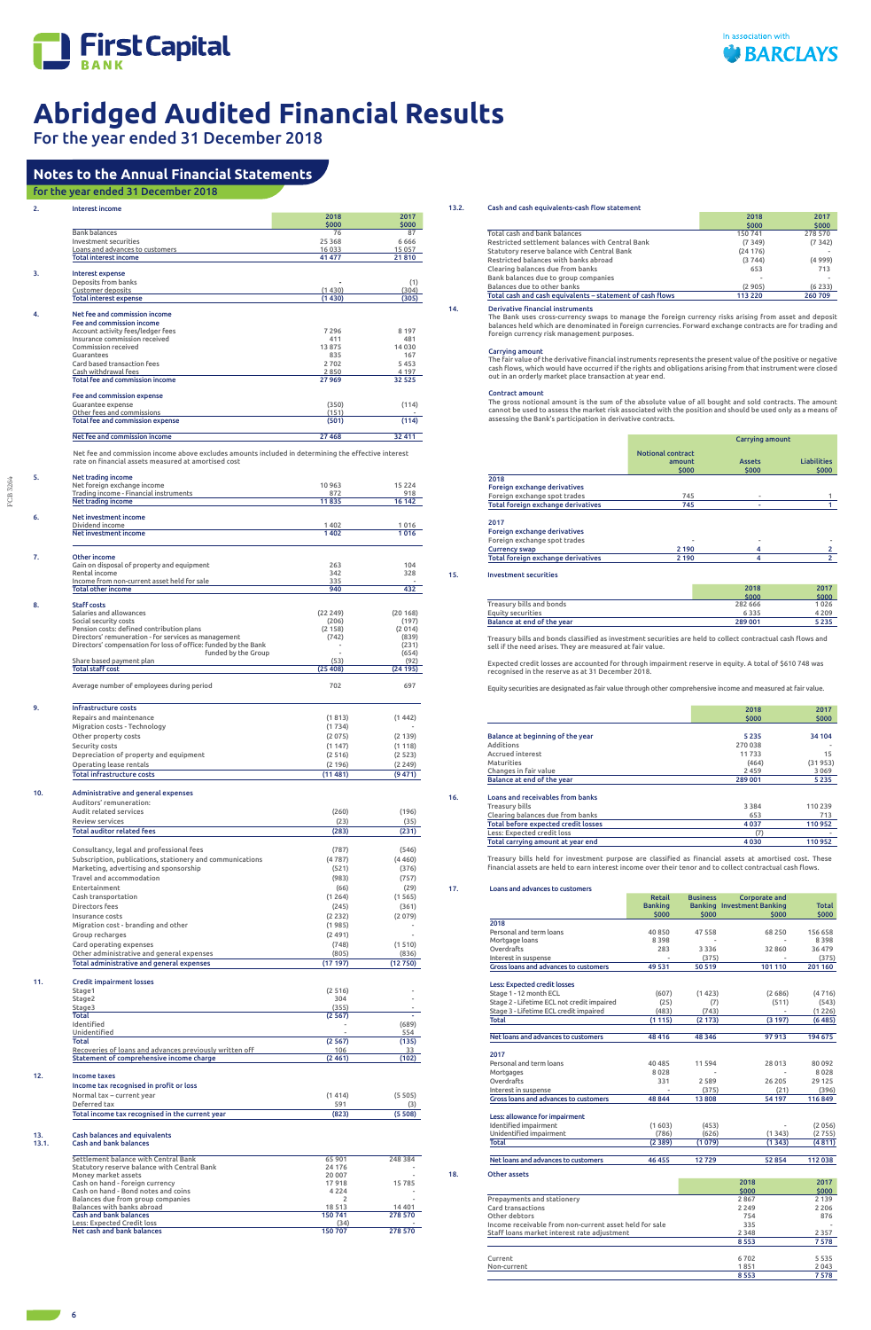# Abridged Audited Financial Results

For the year ended 31 December 2018

## Notes to the Annual Financial Statements

for the year ended 31 December 2018

### 2. Interest income

| | 2018 $000 | 2017 $000 |
|---|---|---|
| Bank balances | 76 | 87 |
| Investment securities | 25 368 | 6 666 |
| Loans and advances to customers | 16 033 | 15 057 |
| **Total interest income** | **41 477** | **21 810** |

### 3. Interest expense

| | 2018 | 2017 |
|---|---|---|
| Deposits from banks | - | (1) |
| Customer deposits | (1 430) | (304) |
| **Total interest expense** | **(1 430)** | **(305)** |

### 4. Net fee and commission income

| | 2018 | 2017 |
|---|---|---|
| **Fee and commission income** | | |
| Account activity fees/ledger fees | 7 296 | 8 197 |
| Insurance commission received | 411 | 481 |
| Commission received | 13 875 | 14 030 |
| Guarantees | 835 | 167 |
| Card based transaction fees | 2 702 | 5 453 |
| Cash withdrawal fees | 2 850 | 4 197 |
| **Total fee and commission income** | **27 969** | **32 525** |
| **Fee and commission expense** | | |
| Guarantee expense | (350) | (114) |
| Other fees and commissions | (151) | - |
| **Total fee and commission expense** | **(501)** | **(114)** |
| **Net fee and commission income** | **27 468** | **32 411** |

Net fee and commission income above excludes amounts included in determining the effective interest rate on financial assets measured at amortised cost

### 5. Net trading income

| | 2018 | 2017 |
|---|---|---|
| Net foreign exchange income | 10 963 | 15 224 |
| Trading income - Financial instruments | 872 | 918 |
| **Net trading income** | **11 835** | **16 142** |

### 6. Net investment income

| | 2018 | 2017 |
|---|---|---|
| Dividend income | 1 402 | 1 016 |
| **Net investment income** | **1 402** | **1 016** |

### 7. Other income

| | 2018 | 2017 |
|---|---|---|
| Gain on disposal of property and equipment | 263 | 104 |
| Rental income | 342 | 328 |
| Income from non-current asset held for sale | 335 | - |
| **Total other income** | **940** | **432** |

### 8. Staff costs

| | 2018 | 2017 |
|---|---|---|
| Salaries and allowances | (22 249) | (20 168) |
| Social security costs | (206) | (197) |
| Pension costs: defined contribution plans | (2 158) | (2 014) |
| Directors' remuneration - for services as management | (742) | (839) |
| Directors' compensation for loss of office: funded by the Bank | - | (231) |
| funded by the Group | - | (654) |
| Share based payment plan | (53) | (92) |
| **Total staff cost** | **(25 408)** | **(24 195)** |
| Average number of employees during period | 702 | 697 |

### 9. Infrastructure costs

| | 2018 | 2017 |
|---|---|---|
| Repairs and maintenance | (1 813) | (1 442) |
| Migration costs - Technology | (1 734) | - |
| Other property costs | (2 075) | (2 139) |
| Security costs | (1 147) | (1 118) |
| Depreciation of property and equipment | (2 516) | (2 523) |
| Operating lease rentals | (2 196) | (2 249) |
| **Total infrastructure costs** | **(11 481)** | **(9 471)** |

### 10. Administrative and general expenses

| | 2018 | 2017 |
|---|---|---|
| Auditors' remuneration: | | |
| Audit related services | (260) | (196) |
| Review services | (23) | (35) |
| **Total auditor related fees** | **(283)** | **(231)** |
| Consultancy, legal and professional fees | (787) | (546) |
| Subscription, publications, stationery and communications | (4 787) | (4 460) |
| Marketing, advertising and sponsorship | (521) | (376) |
| Travel and accommodation | (983) | (757) |
| Entertainment | (66) | (29) |
| Cash transportation | (1 264) | (1 565) |
| Directors fees | (245) | (361) |
| Insurance costs | (2 232) | (2 079) |
| Migration cost - branding and other | (1 985) | - |
| Group recharges | (2 491) | - |
| Card operating expenses | (748) | (1 510) |
| Other administrative and general expenses | (805) | (836) |
| **Total administrative and general expenses** | **(17 197)** | **(12 750)** |

### 11. Credit impairment losses

| | 2018 | 2017 |
|---|---|---|
| Stage1 | (2 516) | - |
| Stage2 | 304 | - |
| Stage3 | (355) | - |
| **Total** | **(2 567)** | - |
| Identified | - | (689) |
| Unidentified | - | 554 |
| **Total** | **(2 567)** | **(135)** |
| Recoveries of loans and advances previously written off | 106 | 33 |
| **Statement of comprehensive income charge** | **(2 461)** | **(102)** |

### 12. Income taxes

**Income tax recognised in profit or loss**

| | 2018 | 2017 |
|---|---|---|
| Normal tax – current year | (1 414) | (5 505) |
| Deferred tax | 591 | (3) |
| **Total income tax recognised in the current year** | **(823)** | **(5 508)** |

### 13. Cash balances and equivalents

#### 13.1. Cash and bank balances

| | 2018 | 2017 |
|---|---|---|
| Settlement balance with Central Bank | 65 901 | 248 384 |
| Statutory reserve balance with Central Bank | 24 176 | - |
| Money market assets | 20 007 | - |
| Cash on hand - Foreign currency | 17 918 | 15 785 |
| Cash on hand - Bond notes and coins | 4 224 | - |
| Balances due from group companies | 2 | - |
| Balances with banks abroad | 18 513 | 14 401 |
| **Cash and bank balances** | **150 741** | **278 570** |
| Less: Expected Credit loss | (34) | - |
| **Net cash and bank balances** | **150 707** | **278 570** |

#### 13.2. Cash and cash equivalents-cash flow statement

| | 2018 $000 | 2017 $000 |
|---|---|---|
| Total cash and bank balances | 150 741 | 278 570 |
| Restricted settlement balances with Central Bank | (7 349) | (7 342) |
| Statutory reserve balance with Central Bank | (24 176) | - |
| Restricted balances with banks abroad | (3 744) | (4 999) |
| Clearing balances due from banks | 653 | 713 |
| Bank balances due to group companies | - | - |
| Balances due to other banks | (2 905) | (6 233) |
| **Total cash and cash equivalents – statement of cash flows** | **113 220** | **260 709** |

### 14. Derivative financial instruments

The Bank uses cross-currency swaps to manage the foreign currency risks arising from asset and deposit balances held which are denominated in foreign currencies. Forward exchange contracts are for trading and foreign currency risk management purposes.

**Carrying amount**

The fair value of the derivative financial instruments represents the present value of the positive or negative cash flows, which would have occurred if the rights and obligations arising from that instrument were closed out in an orderly market place transaction at year end.

**Contract amount**

The gross notional amount is the sum of the absolute value of all bought and sold contracts. The amount cannot be used to assess the market risk associated with the position and should be used only as a means of assessing the Bank's participation in derivative contracts.

| | Notional contract amount $000 | Carrying amount: Assets $000 | Carrying amount: Liabilities $000 |
|---|---|---|---|
| **2018** | | | |
| **Foreign exchange derivatives** | | | |
| Foreign exchange spot trades | 745 | - | 1 |
| **Total foreign exchange derivatives** | **745** | **-** | **1** |
| **2017** | | | |
| **Foreign exchange derivatives** | | | |
| Foreign exchange spot trades | - | - | - |
| Currency swap | 2 190 | 4 | 2 |
| **Total foreign exchange derivatives** | **2 190** | **4** | **2** |

### 15. Investment securities

| | 2018 $000 | 2017 $000 |
|---|---|---|
| Treasury bills and bonds | 282 666 | 1 026 |
| Equity securities | 6 335 | 4 209 |
| **Balance at end of the year** | **289 001** | **5 235** |

Treasury bills and bonds classified as investment securities are held to collect contractual cash flows and sell if the need arises. They are measured at fair value.

Expected credit losses are accounted for through impairment reserve in equity. A total of $610 748 was recognised in the reserve as at 31 December 2018.

Equity securities are designated as fair value through other comprehensive income and measured at fair value.

| | 2018 $000 | 2017 $000 |
|---|---|---|
| Balance at beginning of the year | 5 235 | 34 104 |
| Additions | 270 038 | - |
| Accrued interest | 11 733 | 15 |
| Maturities | (464) | (31 953) |
| Changes in fair value | 2 459 | 3 069 |
| **Balance at end of the year** | **289 001** | **5 235** |

### 16. Loans and receivables from banks

| | 2018 | 2017 |
|---|---|---|
| Treasury bills | 3 384 | 110 239 |
| Clearing balances due from banks | 653 | 713 |
| **Total before expected credit losses** | **4 037** | **110 952** |
| Less: Expected credit loss | (7) | - |
| **Total carrying amount at year end** | **4 030** | **110 952** |

Treasury bills held for investment purpose are classified as financial assets at amortised cost. These financial assets are held to earn interest income over their tenor and to collect contractual cash flows.

### 17. Loans and advances to customers

| | Retail Banking $000 | Business Banking $000 | Corporate and Investment Banking $000 | Total $000 |
|---|---|---|---|---|
| **2018** | | | | |
| Personal and term loans | 40 850 | 47 558 | 68 250 | 156 658 |
| Mortgage loans | 8 398 | - | - | 8 398 |
| Overdrafts | 283 | 3 336 | 32 860 | 36 479 |
| Interest in suspense | - | (375) | - | (375) |
| **Gross loans and advances to customers** | **49 531** | **50 519** | **101 110** | **201 160** |
| **Less: Expected credit losses** | | | | |
| Stage 1 - 12 month ECL | (607) | (1 423) | (2 686) | (4 716) |
| Stage 2 - Lifetime ECL not credit impaired | (25) | (7) | (511) | (543) |
| Stage 3 - Lifetime ECL credit impaired | (483) | (743) | - | (1 226) |
| **Total** | **(1 115)** | **(2 173)** | **(3 197)** | **(6 485)** |
| **Net loans and advances to customers** | **48 416** | **48 346** | **97 913** | **194 675** |
| **2017** | | | | |
| Personal and term loans | 40 485 | 11 594 | 28 013 | 80 092 |
| Mortgages | 8 028 | - | - | 8 028 |
| Overdrafts | 331 | 2 589 | 26 205 | 29 125 |
| Interest in suspense | - | (375) | (21) | (396) |
| **Gross loans and advances to customers** | **48 844** | **13 808** | **54 197** | **116 849** |
| **Less: allowance for impairment** | | | | |
| Identified impairment | (1 603) | (453) | - | (2 056) |
| Unidentified impairment | (786) | (626) | (1 343) | (2 755) |
| **Total** | **(2 389)** | **(1 079)** | **(1 343)** | **(4 811)** |
| **Net loans and advances to customers** | **46 455** | **12 729** | **52 854** | **112 038** |

### 18. Other assets

| | 2018 $000 | 2017 $000 |
|---|---|---|
| Prepayments and stationery | 2 867 | 2 139 |
| Card transactions | 2 249 | 2 206 |
| Other debtors | 754 | 876 |
| Income receivable from non-current asset held for sale | 335 | - |
| Staff loans market interest rate adjustment | 2 348 | 2 357 |
| | **8 553** | **7 578** |
| Current | 6 702 | 5 535 |
| Non-current | 1 851 | 2 043 |
| | **8 553** | **7 578** |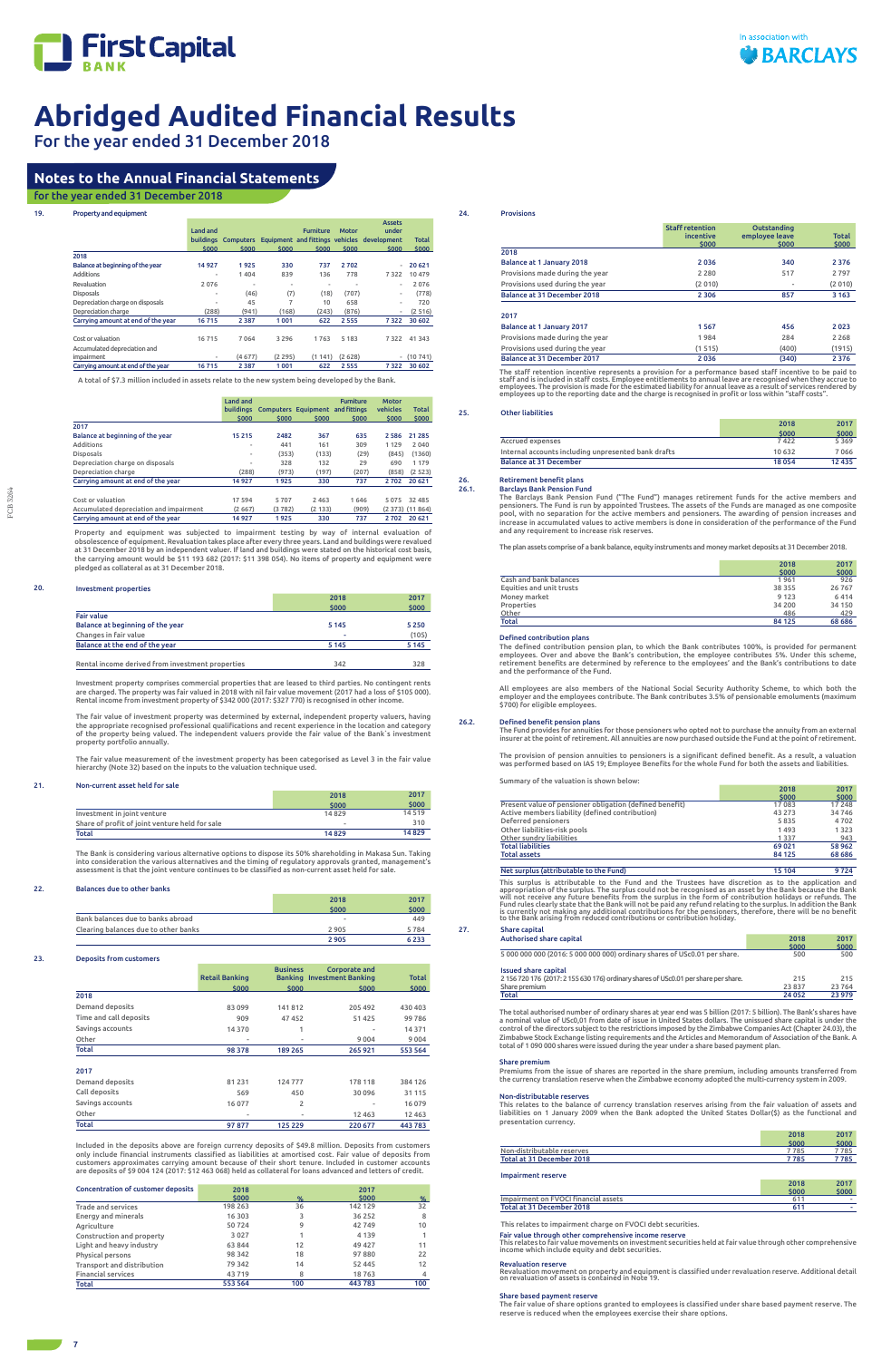# Abridged Audited Financial Results

For the year ended 31 December 2018

## Notes to the Annual Financial Statements

for the year ended 31 December 2018

### 19. Property and equipment

| | Land and buildings $000 | Computers $000 | Equipment $000 | Furniture and fittings $000 | Motor vehicles $000 | Assets under development $000 | Total $000 |
|---|---|---|---|---|---|---|---|
| **2018** | | | | | | | |
| **Balance at beginning of the year** | 14 927 | 1 925 | 330 | 737 | 2 702 | - | 20 621 |
| Additions | - | 1 404 | 839 | 136 | 778 | 7 322 | 10 479 |
| Revaluation | 2 076 | - | - | - | - | - | 2 076 |
| Disposals | - | (46) | (7) | (18) | (707) | - | (778) |
| Depreciation charge on disposals | - | 45 | 7 | 10 | 658 | - | 720 |
| Depreciation charge | (288) | (941) | (168) | (243) | (876) | - | (2 516) |
| **Carrying amount at end of the year** | 16 715 | 2 387 | 1 001 | 622 | 2 555 | 7 322 | 30 602 |
| | | | | | | | |
| Cost or valuation | 16 715 | 7 064 | 3 296 | 1 763 | 5 183 | 7 322 | 41 343 |
| Accumulated depreciation and impairment | - | (4 677) | (2 295) | (1 141) | (2 628) | - | (10 741) |
| **Carrying amount at end of the year** | 16 715 | 2 387 | 1 001 | 622 | 2 555 | 7 322 | 30 602 |

A total of $7.3 million included in assets relate to the new system being developed by the Bank.

| | Land and buildings $000 | Computers $000 | Equipment $000 | Furniture and fittings $000 | Motor vehicles $000 | Total $000 |
|---|---|---|---|---|---|---|
| **2017** | | | | | | |
| **Balance at beginning of the year** | 15 215 | 2482 | 367 | 635 | 2 586 | 21 285 |
| Additions | - | 441 | 161 | 309 | 1 129 | 2 040 |
| Disposals | - | (353) | (133) | (29) | (845) | (1360) |
| Depreciation charge on disposals | - | 328 | 132 | 29 | 690 | 1 179 |
| Depreciation charge | (288) | (973) | (197) | (207) | (858) | (2 523) |
| **Carrying amount at end of the year** | 14 927 | 1 925 | 330 | 737 | 2 702 | 20 621 |
| | | | | | | |
| Cost or valuation | 17 594 | 5 707 | 2 463 | 1 646 | 5 075 | 32 485 |
| Accumulated depreciation and impairment | (2 667) | (3 782) | (2 133) | (909) | (2 373) | (11 864) |
| **Carrying amount at end of the year** | 14 927 | 1 925 | 330 | 737 | 2 702 | 20 621 |

Property and equipment was subjected to impairment testing by way of internal evaluation of obsolescence of equipment. Revaluation takes place after every three years. Land and buildings were revalued at 31 December 2018 by an independent valuer. If land and buildings were stated on the historical cost basis, the carrying amount would be $11 193 682 (2017: $11 398 054). No items of property and equipment were pledged as collateral as at 31 December 2018.

### 20. Investment properties

| | 2018 $000 | 2017 $000 |
|---|---|---|
| **Fair value** | | |
| **Balance at beginning of the year** | 5 145 | 5 250 |
| Changes in fair value | - | (105) |
| **Balance at the end of the year** | 5 145 | 5 145 |
| | | |
| Rental income derived from investment properties | 342 | 328 |

Investment property comprises commercial properties that are leased to third parties. No contingent rents are charged. The property was fair valued in 2018 with nil fair value movement (2017 had a loss of $105 000). Rental income from investment property of $342 000 (2017: $327 770) is recognised in other income.

The fair value of investment property was determined by external, independent property valuers, having the appropriate recognised professional qualifications and recent experience in the location and category of the property being valued. The independent valuers provide the fair value of the Bank's investment property portfolio annually.

The fair value measurement of the investment property has been categorised as Level 3 in the fair value hierarchy (Note 32) based on the inputs to the valuation technique used.

### 21. Non-current asset held for sale

| | 2018 $000 | 2017 $000 |
|---|---|---|
| Investment in joint venture | 14 829 | 14 519 |
| Share of profit of joint venture held for sale | - | 310 |
| **Total** | 14 829 | 14 829 |

The Bank is considering various alternative options to dispose its 50% shareholding in Makasa Sun. Taking into consideration the various alternatives and the timing of regulatory approvals granted, management's assessment is that the joint venture continues to be classified as non-current asset held for sale.

### 22. Balances due to other banks

| | 2018 $000 | 2017 $000 |
|---|---|---|
| Bank balances due to banks abroad | - | 449 |
| Clearing balances due to other banks | 2 905 | 5 784 |
| | 2 905 | 6 233 |

### 23. Deposits from customers

| | Retail Banking $000 | Business Banking $000 | Corporate and Investment Banking $000 | Total $000 |
|---|---|---|---|---|
| **2018** | | | | |
| Demand deposits | 83 099 | 141 812 | 205 492 | 430 403 |
| Time and call deposits | 909 | 47 452 | 51 425 | 99 786 |
| Savings accounts | 14 370 | 1 | - | 14 371 |
| Other | - | - | 9 004 | 9 004 |
| **Total** | 98 378 | 189 265 | 265 921 | 553 564 |
| | | | | |
| **2017** | | | | |
| Demand deposits | 81 231 | 124 777 | 178 118 | 384 126 |
| Call deposits | 569 | 450 | 30 096 | 31 115 |
| Savings accounts | 16 077 | 2 | - | 16 079 |
| Other | - | - | 12 463 | 12 463 |
| **Total** | 97 877 | 125 229 | 220 677 | 443 783 |

Included in the deposits above are foreign currency deposits of $49.8 million. Deposits from customers only include financial instruments classified as liabilities at amortised cost. Fair value of deposits from customers approximates carrying amount because of their short tenure. Included in customer accounts are deposits of $9 004 124 (2017: $12 463 068) held as collateral for loans advanced and letters of credit.

| Concentration of customer deposits | 2018 $000 | % | 2017 $000 | % |
|---|---|---|---|---|
| Trade and services | 198 263 | 36 | 142 129 | 32 |
| Energy and minerals | 16 303 | 3 | 36 252 | 8 |
| Agriculture | 50 724 | 9 | 42 749 | 10 |
| Construction and property | 3 027 | 1 | 4 139 | 1 |
| Light and heavy industry | 63 844 | 12 | 49 427 | 11 |
| Physical persons | 98 342 | 18 | 97 880 | 22 |
| Transport and distribution | 79 342 | 14 | 52 445 | 12 |
| Financial services | 43 719 | 8 | 18 763 | 4 |
| **Total** | 553 564 | 100 | 443 783 | 100 |

### 24. Provisions

| | Staff retention incentive $000 | Outstanding employee leave $000 | Total $000 |
|---|---|---|---|
| **2018** | | | |
| **Balance at 1 January 2018** | 2 036 | 340 | 2 376 |
| Provisions made during the year | 2 280 | 517 | 2 797 |
| Provisions used during the year | (2 010) | - | (2 010) |
| **Balance at 31 December 2018** | 2 306 | 857 | 3 163 |
| | | | |
| **2017** | | | |
| **Balance at 1 January 2017** | 1 567 | 456 | 2 023 |
| Provisions made during the year | 1 984 | 284 | 2 268 |
| Provisions used during the year | (1 515) | (400) | (1915) |
| **Balance at 31 December 2017** | 2 036 | (340) | 2 376 |

The staff retention incentive represents a provision for a performance based staff incentive to be paid to staff and is included in staff costs. Employee entitlements to annual leave are recognised when they accrue to employees. The provision is made for the estimated liability for annual leave as a result of services rendered by employees up to the reporting date and the charge is recognised in profit or loss within "staff costs".

### 25. Other liabilities

| | 2018 $000 | 2017 $000 |
|---|---|---|
| Accrued expenses | 7 422 | 5 369 |
| Internal accounts including unpresented bank drafts | 10 632 | 7 066 |
| **Balance at 31 December** | 18 054 | 12 435 |

### 26. Retirement benefit plans

#### 26.1. Barclays Bank Pension Fund

The Barclays Bank Pension Fund ("The Fund") manages retirement funds for the active members and pensioners. The Fund is run by appointed Trustees. The assets of the Funds are managed as one composite pool, with no separation for the active members and pensioners. The awarding of pension increases and increase in accumulated values to active members is done in consideration of the performance of the Fund and any requirement to increase risk reserves.

The plan assets comprise of a bank balance, equity instruments and money market deposits at 31 December 2018.

| | 2018 $000 | 2017 $000 |
|---|---|---|
| Cash and bank balances | 1 961 | 926 |
| Equities and unit trusts | 38 355 | 26 767 |
| Money market | 9 123 | 6 414 |
| Properties | 34 200 | 34 150 |
| Other | 486 | 429 |
| **Total** | 84 125 | 68 686 |

**Defined contribution plans**

The defined contribution pension plan, to which the Bank contributes 10%, is provided for permanent employees. Over and above the Bank's contribution, the employee contributes 5%. Under this scheme, retirement benefits are determined by reference to the employees' and the Bank's contributions to date and the performance of the Fund.

All employees are also members of the National Social Security Authority Scheme, to which both the employer and the employees contribute. The Bank contributes 3.5% of pensionable emoluments (maximum $700) for eligible employees.

#### 26.2. Defined benefit pension plans

The Fund provides for annuities for those pensioners who opted not to purchase the annuity from an external insurer at the point of retirement. All annuities are now purchased outside the Fund at the point of retirement.

The provision of pension annuities to pensioners is a significant defined benefit. As a result, a valuation was performed based on IAS 19; Employee Benefits for the whole Fund for both the assets and liabilities.

Summary of the valuation is shown below:

| | 2018 $000 | 2017 $000 |
|---|---|---|
| Present value of pensioner obligation (defined benefit) | 17 083 | 17 248 |
| Active members liability (defined contribution) | 43 273 | 34 746 |
| Deferred pensioners | 5 835 | 4 702 |
| Other liabilities-risk pools | 1 493 | 1 323 |
| Other sundry liabilities | 1 337 | 943 |
| **Total liabilities** | 69 021 | 58 962 |
| **Total assets** | 84 125 | 68 686 |
| | | |
| **Net surplus (attributable to the Fund)** | 15 104 | 9 724 |

This surplus is attributable to the Fund and the Trustees have discretion as to the application and appropriation of the surplus. The surplus could not be recognised as an asset by the Bank because the Bank will not receive any future benefits from the surplus in the form of contribution holidays or refunds. The Fund rules clearly state that the Bank will not be paid any refund relating to the surplus. In addition the Bank is currently not making any additional contributions for the pensioners, therefore, there will be no benefit to the Bank arising from reduced contributions or contribution holiday.

### 27. Share capital

| Authorised share capital | 2018 $000 | 2017 $000 |
|---|---|---|
| 5 000 000 000 (2016: 5 000 000 000) ordinary shares of USc0.01 per share. | 500 | 500 |

| Issued share capital | 2018 $000 | 2017 $000 |
|---|---|---|
| 2 156 720 176 (2017: 2 155 630 176) ordinary shares of USc0.01 per share per share. | 215 | 215 |
| Share premium | 23 837 | 23 764 |
| **Total** | 24 052 | 23 979 |

The total authorised number of ordinary shares at year end was 5 billion (2017: 5 billion). The Bank's shares have a nominal value of USc0,01 from date of issue in United States dollars. The unissued share capital is under the control of the directors subject to the restrictions imposed by the Zimbabwe Companies Act (Chapter 24.03), the Zimbabwe Stock Exchange listing requirements and the Articles and Memorandum of Association of the Bank. A total of 1 090 000 shares were issued during the year under a share based payment plan.

**Share premium**

Premiums from the issue of shares are reported in the share premium, including amounts transferred from the currency translation reserve when the Zimbabwe economy adopted the multi-currency system in 2009.

**Non-distributable reserves**

This relates to the balance of currency translation reserves arising from the fair valuation of assets and liabilities on 1 January 2009 when the Bank adopted the United States Dollar($) as the functional and presentation currency.

| | 2018 $000 | 2017 $000 |
|---|---|---|
| Non-distributable reserves | 7 785 | 7 785 |
| **Total at 31 December 2018** | 7 785 | 7 785 |

**Impairment reserve**

| | 2018 $000 | 2017 $000 |
|---|---|---|
| Impairment on FVOCI financial assets | 611 | - |
| **Total at 31 December 2018** | 611 | - |

This relates to impairment charge on FVOCI debt securities.

**Fair value through other comprehensive income reserve**

This relates to fair value movements on investment securities held at fair value through other comprehensive income which include equity and debt securities.

**Revaluation reserve**

Revaluation movement on property and equipment is classified under revaluation reserve. Additional detail on revaluation of assets is contained in Note 19.

**Share based payment reserve**

The fair value of share options granted to employees is classified under share based payment reserve. The reserve is reduced when the employees exercise their share options.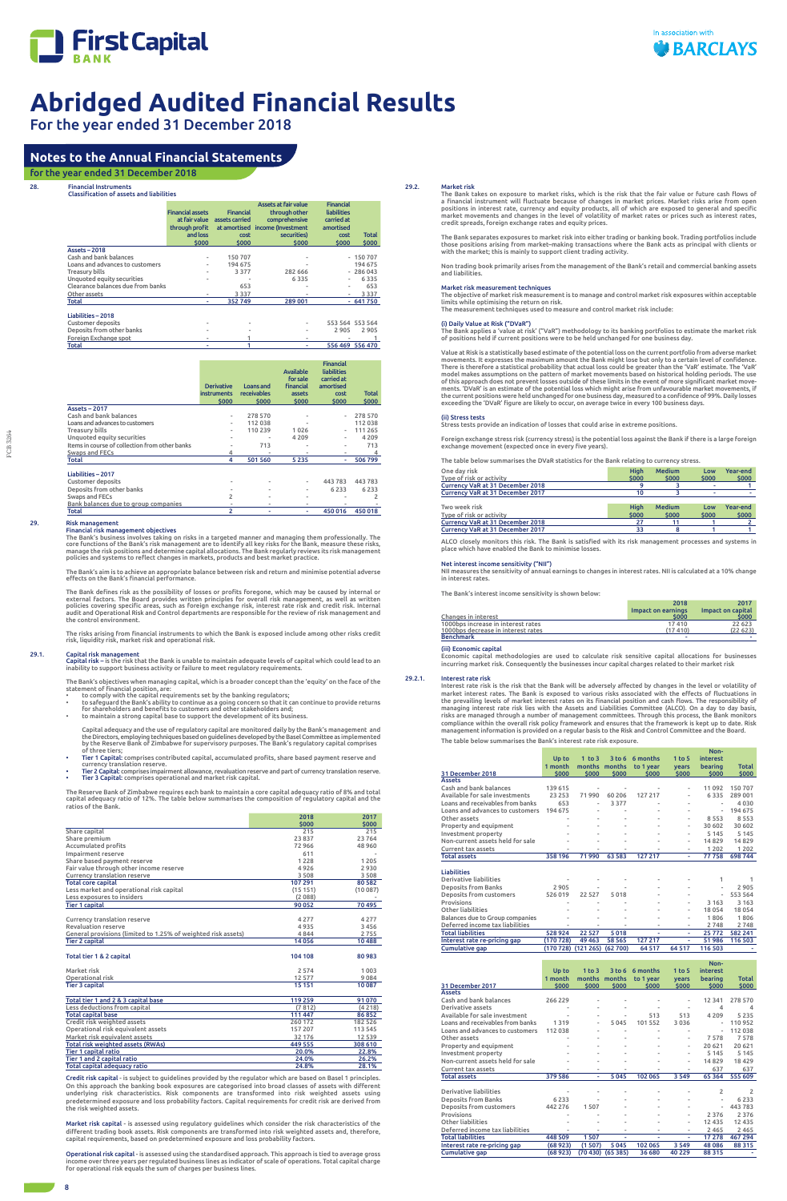# Abridged Audited Financial Results

For the year ended 31 December 2018

## Notes to the Annual Financial Statements

for the year ended 31 December 2018

### 28. Financial Instruments

**Classification of assets and liabilities**

| | Financial assets at fair value through profit and loss $000 | Financial assets carried at amortised cost $000 | Assets at fair value through other comprehensive income (Investment securities) $000 | Financial liabilities carried at amortised cost $000 | Total $000 |
|---|---|---|---|---|---|
| **Assets – 2018** | | | | | |
| Cash and bank balances | - | 150 707 | - | - | 150 707 |
| Loans and advances to customers | - | 194 675 | - | - | 194 675 |
| Treasury bills | - | 3 377 | 282 666 | - | 286 043 |
| Unquoted equity securities | - | - | 6 335 | - | 6 335 |
| Clearance balances due from banks | - | 653 | - | - | 653 |
| Other assets | - | 3 337 | - | - | 3 337 |
| **Total** | - | 352 749 | 289 001 | - | 641 750 |
| **Liabilities – 2018** | | | | | |
| Customer deposits | - | - | - | 553 564 | 553 564 |
| Deposits from other banks | - | - | - | 2 905 | 2 905 |
| Foreign Exchange spot | - | 1 | - | - | 1 |
| **Total** | - | 1 | - | 556 469 | 556 470 |

| | Derivative instruments $000 | Loans and receivables $000 | Available for sale financial assets $000 | Financial liabilities carried at amortised cost $000 | Total $000 |
|---|---|---|---|---|---|
| **Assets – 2017** | | | | | |
| Cash and bank balances | - | 278 570 | - | - | 278 570 |
| Loans and advances to customers | - | 112 038 | - | - | 112 038 |
| Treasury bills | - | 110 239 | 1 026 | - | 111 265 |
| Unquoted equity securities | - | - | 4 209 | - | 4 209 |
| Items in course of collection from other banks | - | 713 | - | - | 713 |
| Swaps and FECs | 4 | - | - | - | 4 |
| **Total** | 4 | 501 560 | 5 235 | - | 506 799 |
| **Liabilities – 2017** | | | | | |
| Customer deposits | - | - | - | 443 783 | 443 783 |
| Deposits from other banks | - | - | - | 6 233 | 6 233 |
| Swaps and FECs | 2 | - | - | - | 2 |
| Bank balances due to group companies | - | - | - | - | - |
| **Total** | 2 | - | - | 450 016 | 450 018 |

### 29. Risk management

**Financial risk management objectives**

The Bank's business involves taking on risks in a targeted manner and managing them professionally. The core functions of the Bank's risk management are to identify all key risks for the Bank, measure these risks, manage the risk positions and determine capital allocations. The Bank regularly reviews its risk management policies and systems to reflect changes in markets, products and best market practice.

The Bank's aim is to achieve an appropriate balance between risk and return and minimise potential adverse effects on the Bank's financial performance.

The Bank defines risk as the possibility of losses or profits foregone, which may be caused by internal or external factors. The Board provides written principles for overall risk management, as well as written policies covering specific areas, such as foreign exchange risk, interest rate risk and credit risk. Internal audit and Operational Risk and Control departments are responsible for the review of risk management and the control environment.

The risks arising from financial instruments to which the Bank is exposed include among other risks credit risk, liquidity risk, market risk and operational risk.

### 29.1. Capital risk management

**Capital risk** – is the risk that the Bank is unable to maintain adequate levels of capital which could lead to an inability to support business activity or failure to meet regulatory requirements.

The Bank's objectives when managing capital, which is a broader concept than the 'equity' on the face of the statement of financial position, are:

- to comply with the capital requirements set by the banking regulators;
- to safeguard the Bank's ability to continue as a going concern so that it can continue to provide returns for shareholders and benefits to customers and other stakeholders and;
- to maintain a strong capital base to support the development of its business.

Capital adequacy and the use of regulatory capital are monitored daily by the Bank's management and the Directors, employing techniques based on guidelines developed by the Basel Committee as implemented by the Reserve Bank of Zimbabwe for supervisory purposes. The Bank's regulatory capital comprises of three tiers;

- **Tier 1 Capital:** comprises contributed capital, accumulated profits, share based payment reserve and currency translation reserve.
- **Tier 2 Capital:** comprises impairment allowance, revaluation reserve and part of currency translation reserve.
- **Tier 3 Capital:** comprises operational and market risk capital.

The Reserve Bank of Zimbabwe requires each bank to maintain a core capital adequacy ratio of 8% and total capital adequacy ratio of 12%. The table below summarises the composition of regulatory capital and the ratios of the Bank.

| | 2018 $000 | 2017 $000 |
|---|---|---|
| Share capital | 215 | 215 |
| Share premium | 23 837 | 23 764 |
| Accumulated profits | 72 966 | 48 960 |
| Impairment reserve | 611 | - |
| Share based payment reserve | 1 228 | 1 205 |
| Fair value through other income reserve | 4 926 | 2 930 |
| Currency translation reserve | 3 508 | 3 508 |
| **Total core capital** | 107 291 | 80 582 |
| Less market and operational risk capital | (15 151) | (10 087) |
| Less exposures to insiders | (2 088) | - |
| **Tier 1 capital** | 90 052 | 70 495 |
| | | |
| Currency translation reserve | 4 277 | 4 277 |
| Revaluation reserve | 4 935 | 3 456 |
| General provisions (limited to 1.25% of weighted risk assets) | 4 844 | 2 755 |
| **Tier 2 capital** | 14 056 | 10 488 |
| | | |
| **Total tier 1 & 2 capital** | 104 108 | 80 983 |
| | | |
| Market risk | 2 574 | 1 003 |
| Operational risk | 12 577 | 9 084 |
| **Tier 3 capital** | 15 151 | 10 087 |
| | | |
| **Total tier 1 and 2 & 3 capital base** | 119 259 | 91 070 |
| Less deductions from capital | (7 812) | (4 218) |
| **Total capital base** | 111 447 | 86 852 |
| Credit risk weighted assets | 260 172 | 182 526 |
| Operational risk equivalent assets | 157 207 | 113 545 |
| Market risk equivalent assets | 32 176 | 12 539 |
| **Total risk weighted assets (RWAs)** | 449 555 | 308 610 |
| **Tier 1 capital ratio** | 20.0% | 22.8% |
| **Tier 1 and 2 capital ratio** | 24.0% | 26.2% |
| **Total capital adequacy ratio** | 24.8% | 28.1% |

**Credit risk capital** - is subject to guidelines provided by the regulator which are based on Basel 1 principles. On this approach the banking book exposures are categorised into broad classes of assets with different underlying risk characteristics. Risk components are transformed into risk weighted assets using predetermined exposure and loss probability factors. Capital requirements for credit risk are derived from the risk weighted assets.

**Market risk capital** - is assessed using regulatory guidelines which consider the risk characteristics of the different trading book assets. Risk components are transformed into risk weighted assets and, therefore, capital requirements, based on predetermined exposure and loss probability factors.

**Operational risk capital** - is assessed using the standardised approach. This approach is tied to average gross income over three years per regulated business lines as indicator of scale of operations. Total capital charge for operational risk equals the sum of charges per business lines.

### 29.2. Market risk

The Bank takes on exposure to market risks, which is the risk that the fair value or future cash flows of a financial instrument will fluctuate because of changes in market prices. Market risks arise from open positions in interest rate, currency and equity products, all of which are exposed to general and specific market movements and changes in the level of volatility of market rates or prices such as interest rates, credit spreads, foreign exchange rates and equity prices.

The Bank separates exposures to market risk into either trading or banking book. Trading portfolios include those positions arising from market-making transactions where the Bank acts as principal with clients or with the market; this is mainly to support client trading activity.

Non trading book primarily arises from the management of the Bank's retail and commercial banking assets and liabilities.

**Market risk measurement techniques**

The objective of market risk measurement is to manage and control market risk exposures within acceptable limits while optimising the return on risk.

The measurement techniques used to measure and control market risk include:

**(i) Daily Value at Risk ("DVaR")**

The Bank applies a 'value at risk' ("VaR") methodology to its banking portfolios to estimate the market risk of positions held if current positions were to be held unchanged for one business day.

Value at Risk is a statistically based estimate of the potential loss on the current portfolio from adverse market movements. It expresses the maximum amount the Bank might lose but only to a certain level of confidence. There is therefore a statistical probability that actual loss could be greater than the 'VaR' estimate. The 'VaR' model makes assumptions on the pattern of market movements based on historical holding periods. The use of this approach does not prevent losses outside of these limits in the event of more significant market movements. 'DVaR' is an estimate of the potential loss which might arise from unfavourable market movements, if the current positions were held unchanged for one business day, measured to a confidence of 99%. Daily losses exceeding the 'DVaR' figure are likely to occur, on average twice in every 100 business days.

**(ii) Stress tests**

Stress tests provide an indication of losses that could arise in extreme positions.

Foreign exchange stress risk (currency stress) is the potential loss against the Bank if there is a large foreign exchange movement (expected once in every five years).

The table below summarises the DVaR statistics for the Bank relating to currency stress.

| One day risk<br>Type of risk or activity | High $000 | Medium $000 | Low $000 | Year-end $000 |
|---|---|---|---|---|
| Currency VaR at 31 December 2018 | 9 | 3 | - | 1 |
| Currency VaR at 31 December 2017 | 10 | 3 | - | - |

| Two week risk<br>Type of risk or activity | High $000 | Medium $000 | Low $000 | Year-end $000 |
|---|---|---|---|---|
| Currency VaR at 31 December 2018 | 27 | 11 | 1 | 2 |
| Currency VaR at 31 December 2017 | 33 | 8 | 1 | 1 |

ALCO closely monitors this risk. The Bank is satisfied with its risk management processes and systems in place which have enabled the Bank to minimise losses.

**Net interest income sensitivity ("NII")**

NII measures the sensitivity of annual earnings to changes in interest rates. NII is calculated at a 10% change in interest rates.

The Bank's interest income sensitivity is shown below:

| Changes in interest | 2018 Impact on earnings $000 | 2017 Impact on capital $000 |
|---|---|---|
| 1000bps increase in interest rates | 17 410 | 22 623 |
| 1000bps decrease in interest rates | (17 410) | (22 623) |
| **Benchmark** | - | - |

**(iii) Economic capital**

Economic capital methodologies are used to calculate risk sensitive capital allocations for businesses incurring market risk. Consequently the businesses incur capital charges related to their market risk

### 29.2.1. Interest rate risk

Interest rate risk is the risk that the Bank will be adversely affected by changes in the level or volatility of market interest rates. The Bank is exposed to various risks associated with the effects of fluctuations in the prevailing levels of market interest rates on its financial position and cash flows. The responsibility of managing interest rate risk lies with the Assets and Liabilities Committee (ALCO). On a day to day basis, risks are managed through a number of management committees. Through this process, the Bank monitors compliance within the overall risk policy framework and ensures that the framework is kept up to date. Risk management information is provided on a regular basis to the Risk and Control Committee and the Board.

The table below summarises the Bank's interest rate risk exposure.

| 31 December 2018 | Up to 1 month $000 | 1 to 3 months $000 | 3 to 6 months $000 | 6 months to 1 year $000 | 1 to 5 years $000 | Non-interest bearing $000 | Total $000 |
|---|---|---|---|---|---|---|---|
| **Assets** | | | | | | | |
| Cash and bank balances | 139 615 | - | - | - | - | 11 092 | 150 707 |
| Available for sale investments | 23 253 | 71 990 | 60 206 | 127 217 | - | 6 335 | 289 001 |
| Loans and receivables from banks | 653 | - | 3 377 | - | - | - | 4 030 |
| Loans and advances to customers | 194 675 | - | - | - | - | - | 194 675 |
| Other assets | - | - | - | - | - | 8 553 | 8 553 |
| Property and equipment | - | - | - | - | - | 30 602 | 30 602 |
| Investment property | - | - | - | - | - | 5 145 | 5 145 |
| Non-current assets held for sale | - | - | - | - | - | 14 829 | 14 829 |
| Current tax assets | - | - | - | - | - | 1 202 | 1 202 |
| **Total assets** | 358 196 | 71 990 | 63 583 | 127 217 | - | 77 758 | 698 744 |
| | | | | | | | |
| **Liabilities** | | | | | | | |
| Derivative liabilities | - | - | - | - | - | 1 | 1 |
| Deposits from Banks | 2 905 | - | - | - | - | - | 2 905 |
| Deposits from customers | 526 019 | 22 527 | 5 018 | - | - | - | 553 564 |
| Provisions | - | - | - | - | - | 3 163 | 3 163 |
| Other liabilities | - | - | - | - | - | 18 054 | 18 054 |
| Balances due to Group companies | - | - | - | - | - | 1 806 | 1 806 |
| Deferred income tax liabilities | - | - | - | - | - | 2 748 | 2 748 |
| **Total liabilities** | 528 924 | 22 527 | 5 018 | - | - | 25 772 | 582 241 |
| **Interest rate re-pricing gap** | (170 728) | 49 463 | 58 565 | 127 217 | - | 51 986 | 116 503 |
| **Cumulative gap** | (170 728) | (121 265) | (62 700) | 64 517 | 64 517 | 116 503 | - |

| 31 December 2017 | Up to 1 month $000 | 1 to 3 months $000 | 3 to 6 months $000 | 6 months to 1 year $000 | 1 to 5 years $000 | Non-interest bearing $000 | Total $000 |
|---|---|---|---|---|---|---|---|
| **Assets** | | | | | | | |
| Cash and bank balances | 266 229 | - | - | - | - | 12 341 | 278 570 |
| Derivative assets | - | - | - | - | - | 4 | 4 |
| Available for sale investment | - | - | - | 513 | 513 | 4 209 | 5 235 |
| Loans and receivables from banks | 1 319 | - | 5 045 | 101 552 | 3 036 | - | 110 952 |
| Loans and advances to customers | 112 038 | - | - | - | - | - | 112 038 |
| Other assets | - | - | - | - | - | 7 578 | 7 578 |
| Property and equipment | - | - | - | - | - | 20 621 | 20 621 |
| Investment property | - | - | - | - | - | 5 145 | 5 145 |
| Non-current assets held for sale | - | - | - | - | - | 14 829 | 18 429 |
| Current tax assets | - | - | - | - | - | 637 | 637 |
| **Total assets** | 379 586 | - | 5 045 | 102 065 | 3 549 | 65 364 | 555 609 |
| | | | | | | | |
| Derivative liabilities | - | - | - | - | - | 2 | 2 |
| Deposits from Banks | 6 233 | - | - | - | - | - | 6 233 |
| Deposits from customers | 442 276 | 1 507 | - | - | - | - | 443 783 |
| Provisions | - | - | - | - | - | 2 376 | 2 376 |
| Other liabilities | - | - | - | - | - | 12 435 | 12 435 |
| Deferred income tax liabilities | - | - | - | - | - | 2 465 | 2 465 |
| **Total liabilities** | 448 509 | 1 507 | - | - | - | 17 278 | 467 294 |
| **Interest rate re-pricing gap** | (68 923) | (1 507) | 5 045 | 102 065 | 3 549 | 48 086 | 88 315 |
| **Cumulative gap** | (68 923) | (70 430) | (65 385) | 36 680 | 40 229 | 88 315 | - |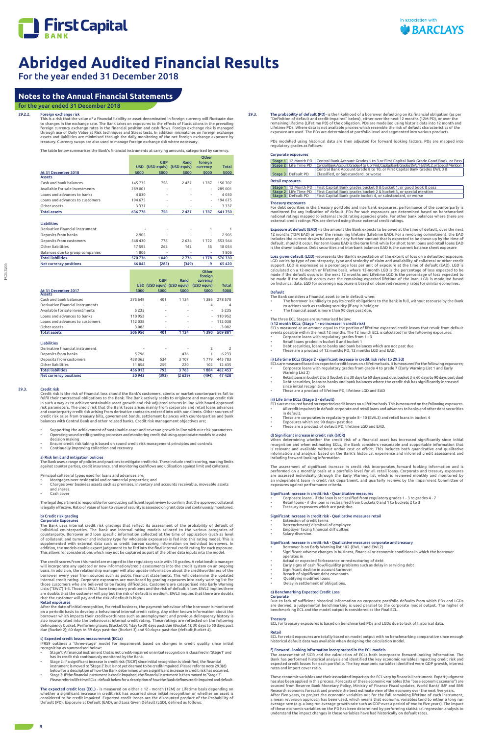# Abridged Audited Financial Results

For the year ended 31 December 2018

## Notes to the Annual Financial Statements

for the year ended 31 December 2018

### 29.2.2. Foreign exchange risk

This is a risk that the value of a financial liability or asset denominated in foreign currency will fluctuate due to changes in the exchange rate. The Bank takes on exposures to the effects of fluctuations in the prevailing Foreign currency exchange rates in the financial position and cash flows. Foreign exchange risk is managed through use of Daily Value at Risk techniques and Stress tests. In addition mismatches on foreign exchange assets and liabilities are minimised through the daily monitoring of the net foreign exchange exposure by treasury. Currency swaps are also used to manage foreign exchange risk where necessary.

The table below summarises the Bank's financial instruments at carrying amounts, categorised by currency.

| At 31 December 2018 | USD $000 | GBP (USD equiv) $000 | Rand (USD equiv) $000 | Other foreign currency $000 | Total $000 |
|---|---|---|---|---|---|
| **Assets** | | | | | |
| Cash and bank balances | 145 735 | 758 | 2 427 | 1 787 | 150 707 |
| Available for sale investments | 289 001 | - | - | - | 289 001 |
| Loans and advances to banks | 4 030 | - | - | - | 4 030 |
| Loans and advances to customers | 194 675 | - | - | - | 194 675 |
| Other assets | 3 337 | - | - | - | 3 337 |
| **Total assets** | **636 778** | **758** | **2 427** | **1 787** | **641 750** |
| **Liabilities** | | | | | |
| Derivative financial instrument | - | - | - | 1 | 1 |
| Deposits from banks | 2 905 | - | - | - | 2 905 |
| Deposits from customers | 548 430 | 778 | 2 634 | 1 722 | 553 564 |
| Other liabilities | 17 595 | 262 | 142 | 55 | 18 054 |
| Balances due to group companies | 1 806 | - | - | - | 1 806 |
| **Total liabilities** | **570 736** | **1 040** | **2 776** | **1 778** | **576 330** |
| **Net currency positions** | **66 042** | **(282)** | **(349)** | **9** | **65 420** |

| At 31 December 2017 | USD $000 | GBP (USD equiv) $000 | Rand (USD equiv) $000 | Other foreign currency (USD equiv) $000 | Total $000 |
|---|---|---|---|---|---|
| **Assets** | | | | | |
| Cash and bank balances | 275 649 | 401 | 1 134 | 1 386 | 278 570 |
| Derivative financial instruments | - | - | - | 4 | 4 |
| Available for sale investments | 5 235 | - | - | - | 5 235 |
| Loans and advances to banks | 110 952 | - | - | - | 110 952 |
| Loans and advances to customers | 112 038 | - | - | - | 112 038 |
| Other assets | 3 082 | - | - | - | 3 082 |
| **Total assets** | **506 956** | **401** | **1 134** | **1 390** | **509 881** |
| **Liabilities** | | | | | |
| Derivative financial instrument | - | - | - | 2 | 2 |
| Deposits from banks | 5 796 | - | 436 | 1 | 6 233 |
| Deposits from customers | 438 363 | 534 | 3 107 | 1 779 | 443 783 |
| Other liabilities | 11 854 | 259 | 220 | 102 | 12 435 |
| **Total liabilities** | **456 013** | **793** | **3 763** | **1 884** | **462 453** |
| **Net currency positions** | **50 943** | **(392)** | **(2 629)** | **(494)** | **47 428** |

### 29.3. Credit risk

Credit risk is the risk of financial loss should the Bank's customers, clients or market counterparties fail to fulfil their contractual obligations to the Bank. The Bank actively seeks to originate and manage credit risk in such a way as to achieve sustainable asset growth and risk adjusted returns in line with board-approved risk parameters. The credit risk that the Bank faces arises mainly from corporate and retail loans advances and counterparty credit risk arising from derivative contracts entered into with our clients. Other sources of credit risk arise from treasury bills, government bonds, settlement balances with counterparties and bank balances with Central Bank and other related banks. Credit risk management objectives are;

- Supporting the achievement of sustainable asset and revenue growth in line with our risk parameters
- Operating sound credit granting processes and monitoring credit risk using appropriate models to assist decision making
- Ensure credit risk taking is based on sound credit risk management principles and controls
- Continually improving collection and recovery

**a) Risk limit and mitigation policies**

The Bank uses a range of policies and practices to mitigate credit risk. These include credit scoring, marking limits against counter parties, credit insurance, and monitoring cashflows and utilisation against limit and collateral.

Principal collateral types used for loans and advances are:

- Mortgages over residential and commercial properties; and
- Charges over business assets such as premises, inventory and accounts receivable, moveable assets and shares.
- Cash cover

The legal department is responsible for conducting sufficient legal review to confirm that the approved collateral is legally effective. Ratio of value of loan to value of security is assessed on grant date and continuously monitored.

**b) Credit risk grading**

**Corporate Exposures**

The Bank uses internal credit risk gradings that reflect its assessment of the probability of default of individual counterparties. The Bank use internal rating models tailored to the various categories of counterparty. Borrower and loan specific information collected at the time of application (such as level of collateral; and turnover and industry type for wholesale exposures) is fed into this rating model. This is supplemented with external data such as credit bureau scoring information on individual borrowers. In addition, the models enable expert judgement to be fed into the final internal credit rating for each exposure. This allows for considerations which may not be captured as part of the other data inputs into the model.

The credit scores from this model are mapped to the regulatory scale with 10 grades. A relationship manager will incorporate any updated or new information/credit assessments into the credit system on an ongoing basis. In addition, the relationship manager will also update information about the creditworthiness of the borrower every year from sources such as public financial statements. This will determine the updated internal credit rating. Corporate exposures are monitored by grading exposures into early warning list for those customers who are believed to be facing difficulties. Customers are categorised into Early Warning Lists ("EWL") 1-3. Those in EWL1 have temporary problems and the risk of default is low. EWL2 implies there are doubts that the customer will pay but the risk of default is medium. EWL3 implies that there are doubts that the customer will pay and the risk of default is high.

**Retail exposures**

After the date of initial recognition, for retail business, the payment behaviour of the borrower is monitored on a periodic basis to develop a behavioural internal credit rating. Any other known information about the borrower which impacts their creditworthiness such as unemployment and previous delinquency history is also incorporated into the behavioural internal credit rating. These ratings are reflected on the following delinquency bucket; Performing loans (Bucket 0); 1day to 30 days past due (Bucket 1); 30 days to 60 days past due (Bucket 2); 60 days to 89 days past due (Bucket 3) and 90 days+ past due (default,Bucket 4).

**c) Expected credit losses measurement (ECLs)**

IFRS9 outlines a 'three-stage' model for impairment based on changes in credit quality since initial recognition as summarised below:

- Stage1: A financial instrument that is not credit-impaired on initial recognition is classified in 'Stage1' and has its credit risk continuously monitored by the Bank.
- Stage 2: If a significant increase in credit risk ('SICR') since initial recognition is identified, the financial instrument is moved to 'Stage 2' but is not yet deemed to be credit-impaired. Please refer to note 29.3(d) below for a description of how the Bank determines when a significant increase in credit risk has occurred.
- Stage 3: If the financial instrument is credit-impaired, the financial instrument is then moved to 'Stage 3'. Please refer to life time ECLs - default below for a description of how the Bank defines credit-impaired and default.

**The expected credit loss (ECL)** - is measured on either a 12 - month (12M) or Lifetime basis depending on whether a significant increase in credit risk has occurred since initial recognition or whether an asset is considered to be credit impaired. Expected credit losses are the discounted product of the Probability of Default (PD), Exposure at Default (EAD), and Loss Given Default (LGD), defined as follows:

### 29.3.

**The probability of default (PD)**- is the likelihood of a borrower defaulting on its financial obligation (as per "Definition of default and credit-impaired" below), either over the next 12 months (12M PD), or over the remaining lifetime (Lifetime PD) of the obligation. PDs are modelled using historic data into 12 month and Lifetime PDs. Where data is not available proxies which resemble the risk of default characteristics of the exposure are used. The PDs are determined at portfolio level and segmented into various products.

PDs modelled using historical data are then adjusted for forward looking factors. PDs are mapped into regulatory grades as follows:

**Corporate exposures**

| | | |
|---|---|---|
| Stage 1 | 12 Month PD | Central Bank Account Grades 1 to 3 or First Capital Bank Grade Good Book, or Pass |
| Stage 2 | Life Time PD | Central Bank Account Grades 4 to 7, or First Capital Bank Grades EWL 1 & EWL 2, or Special Mention |
| Stage 3 | Default PD | Central Bank Account Grade 8 to 10, or First Capital Bank Grades EWL 3 & Classified, or Substandard, or worse |

**Retail exposures**

| | | |
|---|---|---|
| Stage 1 | 12 Month PD | First Capital Bank grades bucket 0 & bucket 1, or good book & pass |
| Stage 2 | Life Time PD | First Capital Bank grades bucket 2 & bucket 3, or special mention |
| Stage 3 | Default PD | First Capital Bank grade bucket 4, or substandard, or worse |

**Treasury exposures**

For debt securities in the treasury portfolio and interbank exposures, performance of the counterparty is monitored for any indication of default. PDs for such exposures are determined based on benchmarked national ratings mapped to external credit rating agencies grade. For other bank balances where there are external credit ratings PDs are derived using those external credit ratings.

**Exposure at default (EAD)** -is the amount the Bank expects to be owed at the time of default, over the next 12 months (12M EAD) or over the remaining lifetime (Lifetime EAD). For a revolving commitment, the EAD includes the current drawn balance plus any further amount that is expected to be drawn up by the time of default, should it occur. For term loans EAD is the term limit while for short term loans and retail loans EAD is the drawn balance. Debt securities and interbank balances EAD is the current balance sheet exposure

**Loss given default (LGD)** -represents the Bank's expectation of the extent of loss on a defaulted exposure. LGD varies by type of counterparty, type and seniority of claim and availability of collateral or other credit support. LGD is expressed as a percentage loss per unit of exposure at the time of default (EAD). LGD is calculated on a 12-month or lifetime basis, where 12-month LGD is the percentage of loss expected to be made if the default occurs in the next 12 months and Lifetime LGD is the percentage of loss expected to be made if the default occurs over the remaining expected lifetime of the loan. LGD is modelled based on historical data. LGD for sovereign exposure is based on observed recovery rates for similar economies.

**Default**

The Bank considers a financial asset to be in default when:

- The borrower is unlikely to pay its credit obligations to the Bank in full, without recourse by the Bank to actions such as realising security (if any is held); or
- The financial asset is more than 90 days past due.

The three ECL Stages are summarised below:

**i) 12 month ECLs; (Stage 1 - no increase in credit risk)**

ECLs measured at an amount equal to the portion of lifetime expected credit losses that result from default events possible within the next 12 months. The 12 month ECL is calculated for the following exposures:

- Corporate loans with regulatory grades from 1 - 3
- Retail loans graded in bucket 0 and bucket 1
- Debt securities, loans to banks and bank balances which are not past due
- These are a product of 12 months PD, 12 months LGD and EAD.

**ii) Life time ECLs (Stage 2 - significant increase in credit risk refer to 29.3d)**

ECLs are measured based on expected credit losses on a lifetime basis. It is measured for the following exposures;

- Corporate loans with regulatory grades from grade 4 to grade 7 (Early Warning List 1 and Early Warning List 2)
- Retail loans in bucket 2 to 3 (bucket 2 is 30 days to 60 days past due, bucket 3 is 60 days to 90 days past due)
- Debt securities, loans to banks and bank balances where the credit risk has significantly increased since initial recognition
- These are a product of lifetime PD, lifetime LGD and EAD

**iii) Life time ECLs (Stage 3 - default)**

ECLs are measured based on expected credit losses on a lifetime basis. This is measured in the following exposures.

- All credit impaired/ in default corporate and retail loans and advances to banks and other debt securities in default.
- These are corporates in regulatory grade 8 - 10 (EWL3) and retail loans in bucket 4
- Exposures which are 90 days+ past due
- These are a product of default PD, lifetime LGD and EAD.

**d) Significant increase in credit risk (SICR)**

When determining whether the credit risk of a financial asset has increased significantly since initial recognition and when estimating ECLs, the Bank considers reasonable and supportable information that is relevant and available without undue cost or effort. This includes both quantitative and qualitative information and analysis, based on the Bank's historical experience and informed credit assessment and including forward-looking information.

The assessment of significant increase in credit risk incorporates forward looking information and is performed on a monthly basis at a portfolio level for all retail loans. Corporate and treasury exposures are assessed individually through the Early Warning list which is reviewed monthly and monitored by an independent team in credit risk department, and quarterly reviews by the Impairment Committee of exposures against performance criteria.

**Significant increase in credit risk - Quantitative measures**

- Corporate loans - if the loan is reclassified from regulatory grades 1 - 3 to grades 4 - 7
- Retail loans - if the loan is reclassified from buckets 0 and 1 to buckets 2 to 3
- Treasury exposures which are past due.

**Significant increase in credit risk - Qualitative measures retail**

- Extension of credit terms
- Retrenchment/ dismissal of employee
- Employer facing financial difficulties
- Salary diversion.

**Significant increase in credit risk - Qualitative measures corporate and treasury**

- Borrower is on Early Warning list 1&2 (EWL 1 and EWL2)
- Significant adverse changes in business, financial or economic conditions in which the borrower operates in
- Actual or expected forbearance or restructuring of debt
- Early signs of cash flow/liquidity problems such as delay in servicing debt
- Significant decline in account turnover
- Breach of significant debt covenants
- Qualifying modified loans
- Delay in settlement of obligations.

**e) Benchmarking Expected Credit Loss**

**Corporate**

Due to lack of sufficient historical information on corporate portfolio defaults from which PDs and LGDs are derived, a judgemental benchmarking is used parallel to the corporate model output. The higher of benchmarking ECL and the model output is considered as the final ECL.

**Treasury**

ECL for treasury exposures is based on benchmarked PDs and LGDs due to lack of historical data.

**Retail**

ECL for retail exposures are totally based on model output with no benchmarking comparative since enough historical default data was available when designing the calculation model.

**f) Forward –looking information incorporated in the ECL models**

The assessment of SICR and the calculation of ECLs both incorporate forward-looking information. The Bank has performed historical analysis and identified the key economic variables impacting credit risk and expected credit losses for each portfolio. The key economic variables identified were GDP growth, interest rates and import cover ratio.

These economic variables and their associated impact on the ECL vary by financial instrument. Expert judgment has also been applied in this process. Forecasts of these economic variables (the "base economic scenario") are sourced from Reserve Bank Monetary Policy, Ministry of Finance Fiscal updates, World Bank/ IMF and BMI Research economic forecast and provide the best estimate view of the economy over the next five years. After five years, to project the economic variables out for the full remaining lifetime of each instrument, a mean reversion approach has been used, which means that economic variables tend to either a long run average rate (e.g. a long run average growth rate such as GDP over a period of two to five years). The impact of these economic variables on the PD has been determined by performing statistical regression analysis to understand the impact changes in these variables have had historically on default rates.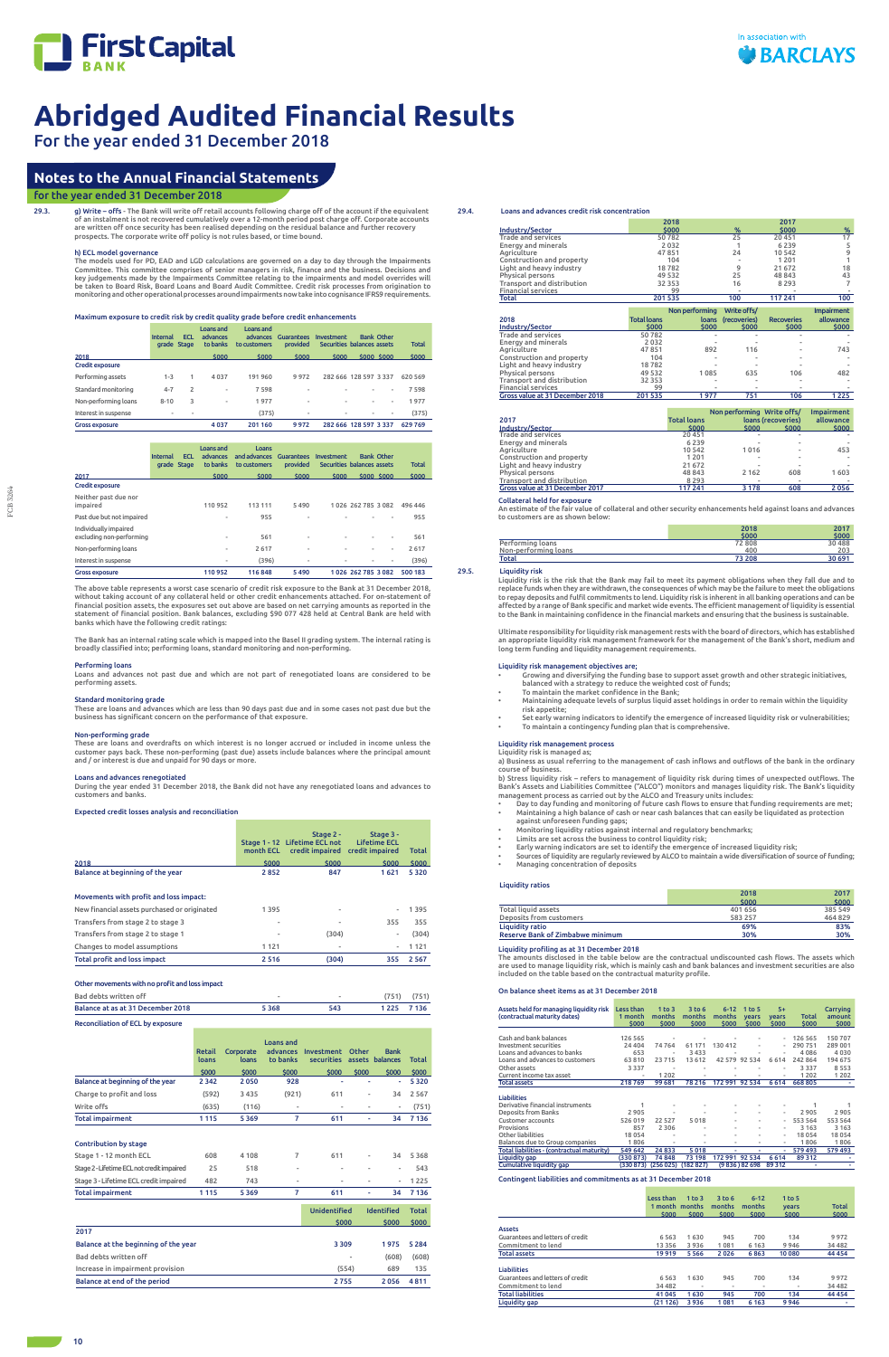# Abridged Audited Financial Results

For the year ended 31 December 2018

## Notes to the Annual Financial Statements

for the year ended 31 December 2018

29.3. **g) Write – offs** - The Bank will write off retail accounts following charge off of the account if the equivalent of an instalment is not recovered cumulatively over a 12-month period post charge off. Corporate accounts are written off once security has been realised depending on the residual balance and further recovery prospects. The corporate write off policy is not rules based, or time bound.

**h) ECL model governance**

The models used for PD, EAD and LGD calculations are governed on a day to day through the Impairments Committee. This committee comprises of senior managers in risk, finance and the business. Decisions and key judgements made by the Impairments Committee relating to the impairments and model overrides will be taken to Board Risk, Board Loans and Board Audit Committee. The credit risk processes from origination to monitoring and other operational processes around impairments now take into cognisance IFRS9 requirements.

**Maximum exposure to credit risk by credit quality grade before credit enhancements**

| 2018 | Internal grade | ECL Stage | Loans and advances to banks $000 | Loans and advances to customers $000 | Guarantees provided $000 | Investment Securities $000 | Bank balances $000 | Other assets $000 | Total $000 |
|---|---|---|---|---|---|---|---|---|---|
| **Credit exposure** | | | | | | | | | |
| Performing assets | 1-3 | 1 | 4 037 | 191 960 | 9 972 | 282 666 | 128 597 | 3 337 | 620 569 |
| Standard monitoring | 4-7 | 2 | - | 7 598 | - | - | - | - | 7 598 |
| Non-performing loans | 8-10 | 3 | - | 1 977 | - | - | - | - | 1 977 |
| Interest in suspense | - | - | | (375) | - | - | - | - | (375) |
| **Gross exposure** | | | 4 037 | 201 160 | 9 972 | 282 666 | 128 597 | 3 337 | 629 769 |

| 2017 | Internal grade | ECL Stage | Loans and advances to banks $000 | Loans and advances to customers $000 | Guarantees provided $000 | Investment Securities $000 | Bank balances $000 | Other assets $000 | Total $000 |
|---|---|---|---|---|---|---|---|---|---|
| **Credit exposure** | | | | | | | | | |
| Neither past due nor impaired | | | 110 952 | 113 111 | 5 490 | 1 026 | 262 785 | 3 082 | 496 446 |
| Past due but not impaired | | | - | 955 | - | - | - | - | 955 |
| Individually impaired excluding non-performing | | | - | 561 | - | - | - | - | 561 |
| Non-performing loans | | | - | 2 617 | - | - | - | - | 2 617 |
| Interest in suspense | | | - | (396) | - | - | - | - | (396) |
| **Gross exposure** | | | 110 952 | 116 848 | 5 490 | 1 026 | 262 785 | 3 082 | 500 183 |

The above table represents a worst case scenario of credit risk exposure to the Bank at 31 December 2018, without taking account of any collateral held or other credit enhancements attached. For on-statement of financial position asset, the exposures set out above are based on net carrying amounts as reported in the statement of financial position. Bank balances, excluding $90 077 428 held at Central Bank are held with banks which have the following credit ratings:

The Bank has an internal rating scale which is mapped into the Basel II grading system. The internal rating is broadly classified into; performing loans, standard monitoring and non-performing.

**Performing loans**

Loans and advances not past due and which are not part of renegotiated loans are considered to be performing assets.

**Standard monitoring grade**

These are loans and advances which are less than 90 days past due and in some cases not past due but the business has significant concern on the performance of that exposure.

**Non-performing grade**

These are loans and overdrafts on which interest is no longer accrued or included in income unless the customer pays back. These non-performing (past due) assets include balances where the principal amount and / or interest is due and unpaid for 90 days or more.

**Loans and advances renegotiated**

During the year ended 31 December 2018, the Bank did not have any renegotiated loans and advances to customers and banks.

**Expected credit losses analysis and reconciliation**

| 2018 | Stage 1 - 12 month ECL $000 | Stage 2 - Lifetime ECL not credit impaired $000 | Stage 3 - Lifetime ECL credit impaired $000 | Total $000 |
|---|---|---|---|---|
| **Balance at beginning of the year** | 2 852 | 847 | 1 621 | 5 320 |
| | | | | |
| **Movements with profit and loss impact:** | | | | |
| New financial assets purchased or originated | 1 395 | - | - | 1 395 |
| Transfers from stage 2 to stage 3 | - | - | 355 | 355 |
| Transfers from stage 2 to stage 1 | - | (304) | - | (304) |
| Changes to model assumptions | 1 121 | - | - | 1 121 |
| **Total profit and loss impact** | 2 516 | (304) | 355 | 2 567 |
| | | | | |
| **Other movements with no profit and loss impact** | | | | |
| Bad debts written off | - | - | (751) | (751) |
| **Balance at as at 31 December 2018** | 5 368 | 543 | 1 225 | 7 136 |

**Reconciliation of ECL by exposure**

| | Retail loans $000 | Corporate loans $000 | Loans and advances to banks $000 | Investment securities $000 | Other assets $000 | Bank balances $000 | Total $000 |
|---|---|---|---|---|---|---|---|
| **Balance at beginning of the year** | 2 342 | 2 050 | 928 | - | - | - | 5 320 |
| Charge to profit and loss | (592) | 3 435 | (921) | 611 | - | 34 | 2 567 |
| Write offs | (635) | (116) | - | - | - | - | (751) |
| **Total impairment** | 1 115 | 5 369 | 7 | 611 | - | 34 | 7 136 |
| | | | | | | | |
| **Contribution by stage** | | | | | | | |
| Stage 1 - 12 month ECL | 608 | 4 108 | 7 | 611 | - | 34 | 5 368 |
| Stage 2 - Lifetime ECL not credit impaired | 25 | 518 | - | - | - | - | 543 |
| Stage 3 - Lifetime ECL credit impaired | 482 | 743 | - | - | - | - | 1 225 |
| **Total impairment** | 1 115 | 5 369 | 7 | 611 | - | 34 | 7 136 |

| 2017 | Unidentified $000 | Identified $000 | Total $000 |
|---|---|---|---|
| Balance at the beginning of the year | 3 309 | 1 975 | 5 284 |
| Bad debts written off | - | (608) | (608) |
| Increase in impairment provision | (554) | 689 | 135 |
| **Balance at end of the period** | 2 755 | 2 056 | 4 811 |

29.4. **Loans and advances credit risk concentration**

| Industry/Sector | 2018 $000 | % | 2017 $000 | % |
|---|---|---|---|---|
| Trade and services | 50 782 | 25 | 20 451 | 17 |
| Energy and minerals | 2 032 | 1 | 6 239 | 5 |
| Agriculture | 47 851 | 24 | 10 542 | 9 |
| Construction and property | 104 | - | 1 201 | 1 |
| Light and heavy industry | 18 782 | 9 | 21 672 | 18 |
| Physical persons | 49 532 | 25 | 48 843 | 43 |
| Transport and distribution | 32 353 | 16 | 8 293 | 7 |
| Financial services | 99 | - | - | - |
| **Total** | 201 535 | 100 | 117 241 | 100 |

| 2018 Industry/Sector | Total loans $000 | Non performing loans $000 | Write offs/ (recoveries) $000 | Recoveries $000 | Impairment allowance $000 |
|---|---|---|---|---|---|
| Trade and services | 50 782 | - | - | - | - |
| Energy and minerals | 2 032 | - | - | - | - |
| Agriculture | 47 851 | 892 | 116 | - | 743 |
| Construction and property | 104 | - | - | - | - |
| Light and heavy industry | 18 782 | - | - | - | - |
| Physical persons | 49 532 | 1 085 | 635 | 106 | 482 |
| Transport and distribution | 32 353 | - | - | - | - |
| Financial services | 99 | - | - | - | - |
| **Gross value at 31 December 2018** | 201 535 | 1 977 | 751 | 106 | 1 225 |

| 2017 Industry/Sector | Total loans $000 | Non performing loans $000 | Write offs/ (recoveries) $000 | Impairment allowance $000 |
|---|---|---|---|---|
| Trade and services | 20 451 | - | - | - |
| Energy and minerals | 6 239 | - | - | - |
| Agriculture | 10 542 | 1 016 | - | 453 |
| Construction and property | 1 201 | - | - | - |
| Light and heavy industry | 21 672 | - | - | - |
| Physical persons | 48 843 | 2 162 | 608 | 1 603 |
| Transport and distribution | 8 293 | - | - | - |
| **Gross value at 31 December 2017** | 117 241 | 3 178 | 608 | 2 056 |

**Collateral held for exposure**

An estimate of the fair value of collateral and other security enhancements held against loans and advances to customers are as shown below:

| | 2018 $000 | 2017 $000 |
|---|---|---|
| Performing loans | 72 808 | 30 488 |
| Non-performing loans | 400 | 203 |
| **Total** | 73 208 | 30 691 |

29.5. **Liquidity risk**

Liquidity risk is the risk that the Bank may fail to meet its payment obligations when they fall due and to replace funds when they are withdrawn, the consequences of which may be the failure to meet the obligations to repay deposits and fulfil commitments to lend. Liquidity risk is inherent in all banking operations and can be affected by a range of Bank specific and market wide events. The efficient management of liquidity is essential to the Bank in maintaining confidence in the financial markets and ensuring that the business is sustainable.

Ultimate responsibility for liquidity risk management rests with the board of directors, which has established an appropriate liquidity risk management framework for the management of the Bank's short, medium and long term funding and liquidity management requirements.

**Liquidity risk management objectives are;**

- Growing and diversifying the funding base to support asset growth and other strategic initiatives, balanced with a strategy to reduce the weighted cost of funds;
- To maintain the market confidence in the Bank;
- Maintaining adequate levels of surplus liquid asset holdings in order to remain within the liquidity risk appetite;
- Set early warning indicators to identify the emergence of increased liquidity risk or vulnerabilities;
- To maintain a contingency funding plan that is comprehensive.

**Liquidity risk management process**

Liquidity risk is managed as;

a) Business as usual referring to the management of cash inflows and outflows of the bank in the ordinary course of business.

b) Stress liquidity – refers to management of liquidity risk during times of unexpected outflows. The Bank's Assets and Liabilities Committee ("ALCO") monitors and manages liquidity risk. The Bank's liquidity management process as carried out by the ALCO and Treasury units includes:

- Day to day funding and monitoring of future cash flows to ensure that funding requirements are met;
- Maintaining a high balance of cash or near cash balances that can easily be liquidated as protection against unforeseen funding gaps;
- Monitoring liquidity ratios against internal and regulatory benchmarks;
- Limits are set across the business to control liquidity risk;
- Early warning indicators are set to identify the emergence of increased liquidity risk;
- Sources of liquidity are regularly reviewed by ALCO to maintain a wide diversification of source of funding;
- Managing concentration of deposits

**Liquidity ratios**

| | 2018 $000 | 2017 $000 |
|---|---|---|
| Total liquid assets | 401 656 | 385 549 |
| Deposits from customers | 583 257 | 464 829 |
| **Liquidity ratio** | 69% | 83% |
| **Reserve Bank of Zimbabwe minimum** | 30% | 30% |

**Liquidity profiling as at 31 December 2018**

The amounts disclosed in the table below are the contractual undiscounted cash flows. The assets which are used to manage liquidity risk, which is mainly cash and bank balances and investment securities are also included on the table based on the contractual maturity profile.

**On balance sheet items as at 31 December 2018**

| Assets held for managing liquidity risk (contractual maturity dates) | Less than 1 month $000 | 1 to 3 months $000 | 3 to 6 months $000 | 6-12 months $000 | 1 to 5 years $000 | 5+ years $000 | Total $000 | Carrying amount $000 |
|---|---|---|---|---|---|---|---|---|
| Cash and bank balances | 126 565 | - | - | - | - | - | 126 565 | 150 707 |
| Investment securities | 24 404 | 74 764 | 61 171 | 130 412 | - | - | 290 751 | 289 001 |
| Loans and advances to banks | 653 | - | 3 433 | - | - | - | 4 086 | 4 030 |
| Loans and advances to customers | 63 810 | 23 715 | 13 612 | 42 579 | 92 534 | 6 614 | 242 864 | 194 675 |
| Other assets | 3 337 | - | - | - | - | - | 3 337 | 8 553 |
| Current income tax asset | - | 1 202 | - | - | - | - | 1 202 | 1 202 |
| **Total assets** | 218 769 | 99 681 | 78 216 | 172 991 | 92 534 | 6 614 | 668 805 | - |
| | | | | | | | | |
| **Liabilities** | | | | | | | | |
| Derivative financial instruments | 1 | - | - | - | - | - | 1 | 1 |
| Deposits from Banks | 2 905 | - | - | - | - | - | 2 905 | 2 905 |
| Customer accounts | 526 019 | 22 527 | 5 018 | - | - | - | 553 564 | 553 564 |
| Provisions | 857 | 2 306 | - | - | - | - | 3 163 | 3 163 |
| Other liabilities | 18 054 | - | - | - | - | - | 18 054 | 18 054 |
| Balances due to Group companies | 1 806 | - | - | - | - | - | 1 806 | 1 806 |
| **Total liabilities - (contractual maturity)** | 549 642 | 24 833 | 5 018 | - | - | - | 579 493 | 579 493 |
| **Liquidity gap** | (330 873) | 74 848 | 73 198 | 172 991 | 92 534 | 6 614 | 89 312 | - |
| **Cumulative liquidity gap** | (330 873) | (256 025) | (182 827) | (9 836) | 82 698 | 89 312 | - | - |

**Contingent liabilities and commitments as at 31 December 2018**

| | Less than 1 month $000 | 1 to 3 months $000 | 3 to 6 months $000 | 6-12 months $000 | 1 to 5 years $000 | Total $000 |
|---|---|---|---|---|---|---|
| **Assets** | | | | | | |
| Guarantees and letters of credit | 6 563 | 1 630 | 945 | 700 | 134 | 9 972 |
| Commitment to lend | 13 356 | 3 936 | 1 081 | 6 163 | 9 946 | 34 482 |
| **Total assets** | 19 919 | 5 566 | 2 026 | 6 863 | 10 080 | 44 454 |
| | | | | | | |
| **Liabilities** | | | | | | |
| Guarantees and letters of credit | 6 563 | 1 630 | 945 | 700 | 134 | 9 972 |
| Commitment to lend | 34 482 | - | - | - | - | 34 482 |
| **Total liabilities** | 41 045 | 1 630 | 945 | 700 | 134 | 44 454 |
| **Liquidity gap** | (21 126) | 3 936 | 1 081 | 6 163 | 9 946 | - |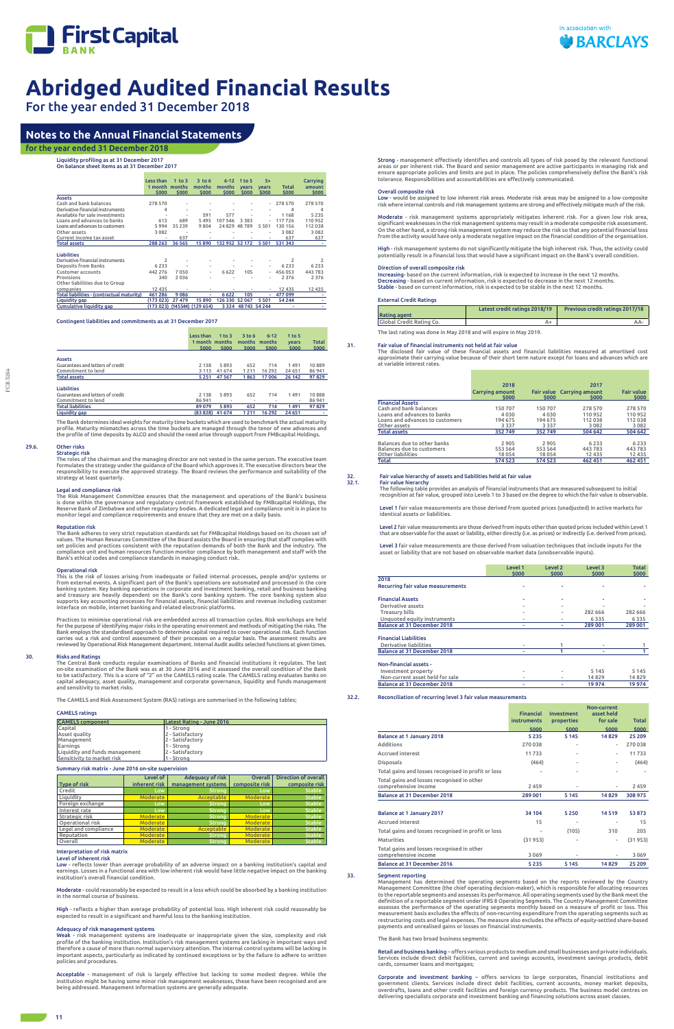# Abridged Audited Financial Results

For the year ended 31 December 2018

## Notes to the Annual Financial Statements

for the year ended 31 December 2018

Liquidity profiling as at 31 December 2017
On balance sheet items as at 31 December 2017

| | Less than 1 month $000 | 1 to 3 months $000 | 3 to 6 months $000 | 6-12 months $000 | 1 to 5 years $000 | 5+ years $000 | Total $000 | Carrying amount $000 |
|---|---|---|---|---|---|---|---|---|
| **Assets** | | | | | | | | |
| Cash and bank balances | 278 570 | - | - | - | - | - | 278 570 | 278 570 |
| Derivative financial instruments | 4 | - | - | - | - | - | 4 | 4 |
| Available for sale investments | - | - | 591 | 577 | - | - | 1 168 | 5 235 |
| Loans and advances to banks | 613 | 689 | 5 495 | 107 546 | 3 383 | - | 117 726 | 110 952 |
| Loans and advances to customers | 5 994 | 35 239 | 9 804 | 24 829 | 48 789 | 5 501 | 130 156 | 112 038 |
| Other assets | 3 082 | - | - | - | - | - | 3 082 | 3 082 |
| Current income tax asset | - | 637 | - | - | - | - | 637 | 637 |
| **Total assets** | **288 263** | **36 565** | **15 890** | **132 952** | **52 172** | **5 501** | **531 343** | **-** |
| **Liabilities** | | | | | | | | |
| Derivative financial instruments | 2 | - | - | - | - | - | 2 | 2 |
| Deposits from Banks | 6 233 | - | - | - | - | - | 6 233 | 6 233 |
| Customer accounts | 442 276 | 7 050 | - | 6 622 | 105 | - | 456 053 | 443 783 |
| Provisions | 340 | 2 036 | - | - | - | - | 2 376 | 2 376 |
| Other liabilities due to Group companies | 12 435 | - | - | - | - | - | 12 435 | 12 435 |
| **Total liabilities - (contractual maturity)** | **461 286** | **9 086** | **-** | **6 622** | **105** | **-** | **477 099** | **-** |
| **Liquidity gap** | **(173 023)** | **27 479** | **15 890** | **126 330** | **52 067** | **5 501** | **54 244** | **-** |
| **Cumulative liquidity gap** | **(173 023)** | **(145544)** | **(129 654)** | **3 324** | **48 743** | **54 244** | **-** | **-** |

Contingent liabilities and commitments as at 31 December 2017

| | Less than 1 month $000 | 1 to 3 months $000 | 3 to 6 months $000 | 6-12 months $000 | 1 to 5 years $000 | Total $000 |
|---|---|---|---|---|---|---|
| **Assets** | | | | | | |
| Guarantees and letters of credit | 2 138 | 5 893 | 652 | 714 | 1 491 | 10 889 |
| Commitment to lend | 3 113 | 41 674 | 1 211 | 16 292 | 24 651 | 86 941 |
| **Total assets** | **5 251** | **47 567** | **1 863** | **17 006** | **26 142** | **97 829** |
| **Liabilities** | | | | | | |
| Guarantees and letters of credit | 2 138 | 5 893 | 652 | 714 | 1 491 | 10 888 |
| Commitment to lend | 86 941 | - | - | - | - | 86 941 |
| **Total liabilities** | **89 079** | **5 893** | **652** | **714** | **1 491** | **97 829** |
| **Liquidity gap** | **(83 828)** | **41 674** | **1 211** | **16 292** | **24 651** | **-** |

The Bank determines ideal weights for maturity time buckets which are used to benchmark the actual maturity profile. Maturity mismatches across the time buckets are managed through the tenor of new advances and the profile of time deposits by ALCO and should the need arise through support from FMBcapital Holdings.

### 29.6. Other risks

**Strategic risk**

The roles of the chairman and the managing director are not vested in the same person. The executive team formulates the strategy under the guidance of the Board which approves it. The executive directors bear the responsibility to execute the approved strategy. The Board reviews the performance and suitability of the strategy at least quarterly.

**Legal and compliance risk**

The Risk Management Committee ensures that the management and operations of the Bank's business is done within the governance and regulatory control framework established by FMBcapital Holdings, the Reserve Bank of Zimbabwe and other regulatory bodies. A dedicated legal and compliance unit is in place to monitor legal and compliance requirements and ensure that they are met on a daily basis.

**Reputation risk**

The Bank adheres to very strict reputation standards set for FMBcapital Holdings based on its chosen set of values. The Human Resources Committee of the Board assists the Board in ensuring that staff complies with set policies and practices consistent with the reputation demands of both the Bank and the industry. The compliance unit and human resources function monitor compliance by both management and staff with the Bank's ethical codes and compliance standards in managing conduct risk.

**Operational risk**

This is the risk of losses arising from inadequate or failed internal processes, people and/or systems or from external events. A significant part of the Bank's operations are automated and processed in the core banking system. Key banking operations in corporate and investment banking, retail and business banking and treasury are heavily dependent on the Bank's core banking system. The core banking system also supports key accounting processes for financial assets, financial liabilities and revenue including customer interface on mobile, internet banking and related electronic platforms.

Practices to minimise operational risk are embedded across all transaction cycles. Risk workshops are held for the purpose of identifying major risks in the operating environment and methods of mitigating the risks. The Bank employs the standardised approach to determine capital required to cover operational risk. Each function carries out a risk and control assessment of their processes on a regular basis. The assessment results are reviewed by Operational Risk Management department. Internal Audit audits selected functions at given times.

### 30. Risks and Ratings

The Central Bank conducts regular examinations of Banks and financial institutions it regulates. The last on-site examination of the Bank was as at 30 June 2016 and it assessed the overall condition of the Bank to be satisfactory. This is a score of "2" on the CAMELS rating scale. The CAMELS rating evaluates banks on capital adequacy, asset quality, management and corporate governance, liquidity and funds management and sensitivity to market risks.

The CAMELS and Risk Assessment System (RAS) ratings are summarised in the following tables;

**CAMELS ratings**

| CAMELS component | Latest Rating - June 2016 |
|---|---|
| Capital | 1 - Strong |
| Asset quality | 2 - Satisfactory |
| Management | 2 - Satisfactory |
| Earnings | 1 - Strong |
| Liquidity and funds management | 2 - Satisfactory |
| Sensitivity to market risk | 1 - Strong |

**Summary risk matrix - June 2016 on-site supervision**

| Type of risk | Level of inherent risk | Adequacy of risk management systems | Overall composite risk | Direction of overall composite risk |
|---|---|---|---|---|
| Credit | Low | Strong | Low | Stable |
| Liquidity | Moderate | Acceptable | Moderate | Stable |
| Foreign exchange | Low | Strong | Low | Stable |
| Interest rate | Low | Strong | Low | Stable |
| Strategic risk | Moderate | Strong | Moderate | Stable |
| Operational risk | Moderate | Strong | Moderate | Stable |
| Legal and compliance | Moderate | Acceptable | Moderate | Stable |
| Reputation | Moderate | Strong | Moderate | Stable |
| Overall | Moderate | Strong | Moderate | Stable |

**Interpretation of risk matrix**

**Level of inherent risk**

**Low** - reflects lower than average probability of an adverse impact on a banking institution's capital and earnings. Losses in a functional area with low inherent risk would have little negative impact on the banking institution's overall financial condition.

**Moderate** - could reasonably be expected to result in a loss which could be absorbed by a banking institution in the normal course of business.

**High** - reflects a higher than average probability of potential loss. High inherent risk could reasonably be expected to result in a significant and harmful loss to the banking institution.

**Adequacy of risk management systems**

**Weak** - risk management systems are inadequate or inappropriate given the size, complexity and risk profile of the banking institution. Institution's risk management systems are lacking in important ways and therefore a cause of more than normal supervisory attention. The internal control systems will be lacking in important aspects, particularly as indicated by continued exceptions or by the failure to adhere to written policies and procedures.

**Acceptable** - management of risk is largely effective but lacking to some modest degree. While the institution might be having some minor risk management weaknesses, these have been recognised and are being addressed. Management information systems are generally adequate.

**Strong** - management effectively identifies and controls all types of risk posed by the relevant functional areas or per inherent risk. The Board and senior management are active participants in managing risk and ensure appropriate policies and limits are put in place. The policies comprehensively define the Bank's risk tolerance. Responsibilities and accountabilities are effectively communicated.

**Overall composite risk**

**Low** - would be assigned to low inherent risk areas. Moderate risk areas may be assigned to a low composite risk where internal controls and risk management systems are strong and effectively mitigate much of the risk.

**Moderate** - risk management systems appropriately mitigates inherent risk. For a given low risk area, significant weaknesses in the risk management systems may result in a moderate composite risk assessment. On the other hand, a strong risk management system may reduce the risk so that any potential financial loss from the activity would have only a moderate negative impact on the financial condition of the organisation.

**High** - risk management systems do not significantly mitigate the high inherent risk. Thus, the activity could potentially result in a financial loss that would have a significant impact on the Bank's overall condition.

**Direction of overall composite risk**

**Increasing**- based on the current information, risk is expected to increase in the next 12 months.
**Decreasing** - based on current information, risk is expected to decrease in the next 12 months.
**Stable** - based on current information, risk is expected to be stable in the next 12 months.

**External Credit Ratings**

| Rating agent | Latest credit ratings 2018/19 | Previous credit ratings 2017/18 |
|---|---|---|
| Global Credit Rating Co. | A+ | AA- |

The last rating was done in May 2018 and will expire in May 2019.

### 31. Fair value of financial instruments not held at fair value

The disclosed fair value of these financial assets and financial liabilities measured at amortised cost approximate their carrying value because of their short term nature except for loans and advances which are at variable interest rates.

| | 2018 Carrying amount $000 | 2018 Fair value $000 | 2017 Carrying amount $000 | 2017 Fair value $000 |
|---|---|---|---|---|
| **Financial Assets** | | | | |
| Cash and bank balances | 150 707 | 150 707 | 278 570 | 278 570 |
| Loans and advances to banks | 4 030 | 4 030 | 110 952 | 110 952 |
| Loans and advances to customers | 194 675 | 194 675 | 112 038 | 112 038 |
| Other assets | 3 337 | 3 337 | 3 082 | 3 082 |
| **Total assets** | **352 749** | **352 749** | **504 642** | **504 642** |
| Balances due to other banks | 2 905 | 2 905 | 6 233 | 6 233 |
| Balances due to customers | 553 564 | 553 564 | 443 783 | 443 783 |
| Other liabilities | 18 054 | 18 054 | 12 435 | 12 435 |
| **Total** | **574 523** | **574 523** | **462 451** | **462 451** |

### 32. Fair value hierarchy of assets and liabilities held at fair value

#### 32.1. Fair value hierarchy

The following table provides an analysis of financial instruments that are measured subsequent to initial recognition at fair value, grouped into Levels 1 to 3 based on the degree to which the fair value is observable.

**Level 1** fair value measurements are those derived from quoted prices (unadjusted) in active markets for identical assets or liabilities.

**Level 2** fair value measurements are those derived from inputs other than quoted prices included within Level 1 that are observable for the asset or liability, either directly (i.e. as prices) or indirectly (i.e. derived from prices).

**Level 3** fair value measurements are those derived from valuation techniques that include inputs for the asset or liability that are not based on observable market data (unobservable inputs).

| | Level 1 $000 | Level 2 $000 | Level 3 $000 | Total $000 |
|---|---|---|---|---|
| **2018** | | | | |
| **Recurring fair value measurements** | - | - | - | - |
| **Financial Assets** | - | - | - | - |
| Derivative assets | - | - | - | - |
| Treasury bills | - | - | 282 666 | 282 666 |
| Unquoted equity instruments | - | - | 6 335 | 6 335 |
| **Balance at 31 December 2018** | **-** | **-** | **289 001** | **289 001** |
| **Financial Liabilities** | | | | |
| Derivative liabilities | - | 1 | - | 1 |
| **Balance at 31 December 2018** | **-** | **1** | **-** | **1** |
| **Non-financial assets -** | | | | |
| Investment property | - | - | 5 145 | 5 145 |
| Non-current asset held for sale | - | - | 14 829 | 14 829 |
| **Balance at 31 December 2018** | **-** | **-** | **19 974** | **19 974** |

#### 32.2. Reconciliation of recurring level 3 fair value measurements

| | Financial instruments $000 | Investment properties $000 | Non-current asset held for sale $000 | Total $000 |
|---|---|---|---|---|
| **Balance at 1 January 2018** | **5 235** | **5 145** | **14 829** | **25 209** |
| Additions | 270 038 | - | - | 270 038 |
| Accrued interest | 11 733 | - | - | 11 733 |
| Disposals | (464) | - | - | (464) |
| Total gains and losses recognised in profit or loss | - | - | - | - |
| Total gains and losses recognised in other comprehensive income | 2 459 | - | - | 2 459 |
| **Balance at 31 December 2018** | **289 001** | **5 145** | **14 829** | **308 975** |
| **Balance at 1 January 2017** | **34 104** | **5 250** | **14 519** | **53 873** |
| Accrued interest | 15 | - | - | 15 |
| Total gains and losses recognised in profit or loss | - | (105) | 310 | 205 |
| Maturities | (31 953) | - | - | (31 953) |
| Total gains and losses recognised in other comprehensive income | 3 069 | - | - | 3 069 |
| **Balance at 31 December 2016** | **5 235** | **5 145** | **14 829** | **25 209** |

### 33. Segment reporting

Management has determined the operating segments based on the reports reviewed by the Country Management Committee (the chief operating decision-maker), which is responsible for allocating resources to the reportable segments and assesses its performance. All operating segments used by the Bank meet the definition of a reportable segment under IFRS 8 Operating Segments. The Country Management Committee assesses the performance of the operating segments monthly based on a measure of profit or loss. This measurement basis excludes the effects of non-recurring expenditure from the operating segments such as restructuring costs and legal expenses. The measure also excludes the effects of equity-settled share-based payments and unrealised gains or losses on financial instruments.

The Bank has two broad business segments:

**Retail and business banking** – offers various products to medium and small businesses and private individuals. Services include direct debit facilities, current and savings accounts, investment savings products, debit cards, consumer loans and mortgages;

**Corporate and investment banking** – offers services to large corporates, financial institutions and government clients. Services include direct debit facilities, current accounts, money market deposits, overdrafts, loans and other credit facilities and foreign currency products. The business model centres on delivering specialists corporate and investment banking and financing solutions across asset classes.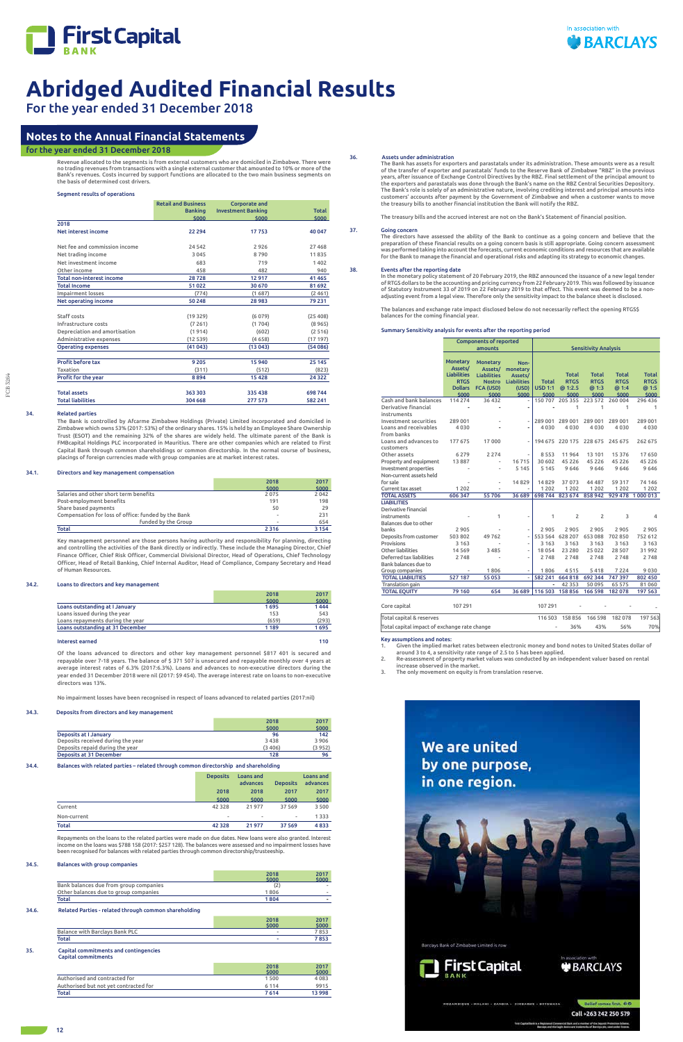# Abridged Audited Financial Results

For the year ended 31 December 2018

## Notes to the Annual Financial Statements

for the year ended 31 December 2018

Revenue allocated to the segments is from external customers who are domiciled in Zimbabwe. There were no trading revenues from transactions with a single external customer that amounted to 10% or more of the Bank's revenues. Costs incurred by support functions are allocated to the two main business segments on the basis of determined cost drivers.

**Segment results of operations**

| | Retail and Business Banking $000 | Corporate and Investment Banking $000 | Total $000 |
|---|---|---|---|
| **2018** | | | |
| **Net interest income** | 22 294 | 17 753 | 40 047 |
| | | | |
| Net fee and commission income | 24 542 | 2 926 | 27 468 |
| Net trading income | 3 045 | 8 790 | 11 835 |
| Net investment income | 683 | 719 | 1 402 |
| Other income | 458 | 482 | 940 |
| **Total non-interest income** | 28 728 | 12 917 | 41 465 |
| **Total income** | 51 022 | 30 670 | 81 692 |
| Impairment losses | (774) | (1 687) | (2 461) |
| **Net operating income** | 50 248 | 28 983 | 79 231 |
| | | | |
| Staff costs | (19 329) | (6 079) | (25 408) |
| Infrastructure costs | (7 261) | (1 704) | (8 965) |
| Depreciation and amortisation | (1 914) | (602) | (2 516) |
| Administrative expenses | (12 539) | (4 658) | (17 197) |
| **Operating expenses** | (41 043) | (13 043) | (54 086) |
| | | | |
| **Profit before tax** | 9 205 | 15 940 | 25 145 |
| Taxation | (311) | (512) | (823) |
| **Profit for the year** | 8 894 | 15 428 | 24 322 |
| | | | |
| **Total assets** | 363 303 | 335 438 | 698 744 |
| **Total liabilities** | 304 668 | 277 573 | 582 241 |

### 34. Related parties

The Bank is controlled by Afcarme Zimbabwe Holdings (Private) Limited incorporated and domiciled in Zimbabwe which owns 53% (2017: 53%) of the ordinary shares. 15% is held by an Employee Share Ownership Trust (ESOT) and the remaining 32% of the shares are widely held. The ultimate parent of the Bank is FMBcapital Holdings PLC incorporated in Mauritius. There are other companies which are related to First Capital Bank through common shareholdings or common directorship. In the normal course of business, placings of foreign currencies made with group companies are at market interest rates.

### 34.1. Directors and key management compensation

| | 2018 $000 | 2017 $000 |
|---|---|---|
| Salaries and other short term benefits | 2 075 | 2 042 |
| Post-employment benefits | 191 | 198 |
| Share based payments | 50 | 29 |
| Compensation for loss of office: funded by the Bank | - | 231 |
| Funded by the Group | - | 654 |
| **Total** | 2 316 | 3 154 |

Key management personnel are those persons having authority and responsibility for planning, directing and controlling the activities of the Bank directly or indirectly. These include the Managing Director, Chief Finance Officer, Chief Risk Officer, Commercial Divisional Director, Head of Operations, Chief Technology Officer, Head of Retail Banking, Chief Internal Auditor, Head of Compliance, Company Secretary and Head of Human Resources.

### 34.2. Loans to directors and key management

| | 2018 $000 | 2017 $000 |
|---|---|---|
| **Loans outstanding at I January** | 1 695 | 1 444 |
| Loans issued during the year | 153 | 543 |
| Loans repayments during the year | (659) | (293) |
| **Loans outstanding at 31 December** | 1 189 | 1 695 |
| | | |
| **Interest earned** | | 110 |

Of the loans advanced to directors and other key management personnel $817 401 is secured and repayable over 7-18 years. The balance of $ 371 507 is unsecured and repayable monthly over 4 years at average interest rates of 6.3% (2017:6.3%). Loans and advances to non-executive directors during the year ended 31 December 2018 were nil (2017: $9 454). The average interest rate on loans to non-executive directors was 13%.

No impairment losses have been recognised in respect of loans advanced to related parties (2017:nil)

### 34.3. Deposits from directors and key management

| | 2018 $000 | 2017 $000 |
|---|---|---|
| **Deposits at I January** | 96 | 142 |
| Deposits received during the year | 3 438 | 3 906 |
| Deposits repaid during the year | (3 406) | (3 952) |
| **Deposits at 31 December** | 128 | 96 |

### 34.4. Balances with related parties – related through common directorship and shareholding

| | Deposits 2018 $000 | Loans and advances 2018 $000 | Deposits 2017 $000 | Loans and advances 2017 $000 |
|---|---|---|---|---|
| Current | 42 328 | 21 977 | 37 569 | 3 500 |
| Non-current | - | - | - | 1 333 |
| **Total** | 42 328 | 21 977 | 37 569 | 4 833 |

Repayments on the loans to the related parties were made on due dates. New loans were also granted. Interest income on the loans was $788 158 (2017: $257 128). The balances were assessed and no impairment losses have been recognised for balances with related parties through common directorship/trusteeship.

### 34.5. Balances with group companies

| | 2018 $000 | 2017 $000 |
|---|---|---|
| Bank balances due from group companies | (2) | - |
| Other balances due to group companies | 1 806 | - |
| **Total** | 1 804 | - |

### 34.6. Related Parties - related through common shareholding

| | 2018 $000 | 2017 $000 |
|---|---|---|
| Balance with Barclays Bank PLC | - | 7 853 |
| **Total** | - | 7 853 |

### 35. Capital commitments and contingencies

**Capital commitments**

| | 2018 $000 | 2017 $000 |
|---|---|---|
| Authorised and contracted for | 1 500 | 4 083 |
| Authorised but not yet contracted for | 6 114 | 9915 |
| **Total** | 7 614 | 13 998 |

### 36. Assets under administration

The Bank has assets for exporters and parastatals under its administration. These amounts were as a result of the transfer of exporter and parastatals' funds to the Reserve Bank of Zimbabwe "RBZ" in the previous years, after issuance of Exchange Control Directives by the RBZ. Final settlement of the principal amount to the exporters and parastatals was done through the Bank's name on the RBZ Central Securities Depository. The Bank's role is solely of an administrative nature, involving crediting interest and principal amounts into customers' accounts after payment by the Government of Zimbabwe and when a customer wants to move the treasury bills to another financial institution the Bank will notify the RBZ.

The treasury bills and the accrued interest are not on the Bank's Statement of Financial position.

### 37. Going concern

The directors have assessed the ability of the Bank to continue as a going concern and believe that the preparation of these financial results on a going concern basis is still appropriate. Going concern assessment was performed taking into account the forecasts, current economic conditions and resources that are available for the Bank to manage the financial and operational risks and adapting its strategy to economic changes.

### 38. Events after the reporting date

In the monetary policy statement of 20 February 2019, the RBZ announced the issuance of a new legal tender of RTGS dollars to be the accounting and pricing currency from 22 February 2019. This was followed by issuance of Statutory Instrument 33 of 2019 on 22 February 2019 to that effect. This event was deemed to be a non-adjusting event from a legal view. Therefore only the sensitivity impact to the balance sheet is disclosed.

The balances and exchange rate impact disclosed below do not necessarily reflect the opening RTGS$ balances for the coming financial year.

**Summary Sensitivity analysis for events after the reporting period**

| | Components of reported amounts | | | Sensitivity Analysis | | | | |
|---|---|---|---|---|---|---|---|---|
| | Monetary Assets/ Liabilities RTGS Dollars $000 | Monetary Assets/ Liabilities Nostro FCA (USD) $000 | Non-monetary Assets/ Liabilities (USD) $000 | Total USD 1:1 $000 | Total RTGS @ 1:2.5 $000 | Total RTGS @ 1:3 $000 | Total RTGS @ 1:4 $000 | Total RTGS @ 1:5 $000 |
| Cash and bank balances | 114 274 | 36 432 | - | 150 707 | 205 355 | 223 572 | 260 004 | 296 436 |
| Derivative financial instruments | - | - | - | - | 1 | 1 | 1 | 1 |
| Investment securities | 289 001 | - | - | 289 001 | 289 001 | 289 001 | 289 001 | 289 001 |
| Loans and receivables from banks | 4 030 | - | - | 4 030 | 4 030 | 4 030 | 4 030 | 4 030 |
| Loans and advances to customers | 177 675 | 17 000 | - | 194 675 | 220 175 | 228 675 | 245 675 | 262 675 |
| Other assets | 6 279 | 2 274 | - | 8 553 | 11 964 | 13 101 | 15 376 | 17 650 |
| Property and equipment | 13 887 | - | 16 715 | 30 602 | 45 226 | 45 226 | 45 226 | 45 226 |
| Investment properties | - | - | 5 145 | 5 145 | 9 646 | 9 646 | 9 646 | 9 646 |
| Non-current assets held for sale | - | - | 14 829 | 14 829 | 37 073 | 44 487 | 59 317 | 74 146 |
| Current tax asset | 1 202 | - | - | 1 202 | 1 202 | 1 202 | 1 202 | 1 202 |
| **TOTAL ASSETS** | 606 347 | 55 706 | 36 689 | 698 744 | 823 674 | 858 942 | 929 478 | 1 000 013 |
| **LIABILITIES** | | | | | | | | |
| Derivative financial instruments | - | 1 | - | 1 | 2 | 2 | 3 | 4 |
| Balances due to other banks | 2 905 | - | - | 2 905 | 2 905 | 2 905 | 2 905 | 2 905 |
| Deposits from customer | 503 802 | 49 762 | - | 553 564 | 628 207 | 653 088 | 702 850 | 752 612 |
| Provisions | 3 163 | - | - | 3 163 | 3 163 | 3 163 | 3 163 | 3 163 |
| Other liabilities | 14 569 | 3 485 | - | 18 054 | 23 280 | 25 022 | 28 507 | 31 992 |
| Deferred tax liabilities | 2 748 | - | - | 2 748 | 2 748 | 2 748 | 2 748 | 2 748 |
| Bank balances due to Group companies | - | 1 806 | - | 1 806 | 4 515 | 5 418 | 7 224 | 9 030 |
| **TOTAL LIABILITIES** | 527 187 | 55 053 | - | 582 241 | 664 818 | 692 344 | 747 397 | 802 450 |
| Translation gain | | | | - | 42 353 | 50 095 | 65 575 | 81 060 |
| **TOTAL EQUITY** | 79 160 | 654 | 36 689 | 116 503 | 158 856 | 166 598 | 182 078 | 197 563 |
| | | | | | | | | |
| Core capital | 107 291 | | | 107 291 | - | - | - | - |
| Total capital & reserves | | | | 116 503 | 158 856 | 166 598 | 182 078 | 197 563 |
| Total capital impact of exchange rate change | | | | - | 36% | 43% | 56% | 70% |

**Key assumptions and notes:**

1. Given the implied market rates between electronic money and bond notes to United States dollar of around 3 to 4, a sensitivity rate range of 2.5 to 5 has been applied.
2. Re-assessment of property market values was conducted by an independent valuer based on rental increase observed in the market.
3. The only movement on equity is from translation reserve.

We are united by one purpose, in one region.

Barclays Bank of Zimbabwe Limited is now

First Capital Bank — In association with BARCLAYS

MOZAMBIQUE · MALAWI · ZAMBIA · ZIMBABWE · BOTSWANA

Belief comes first.

Call +263 242 250 579

First Capital Bank is a Registered Commercial Bank and a member of the Deposit Protection Scheme. Barclays and the Eagle Device are trademarks of Barclays plc, used under licence.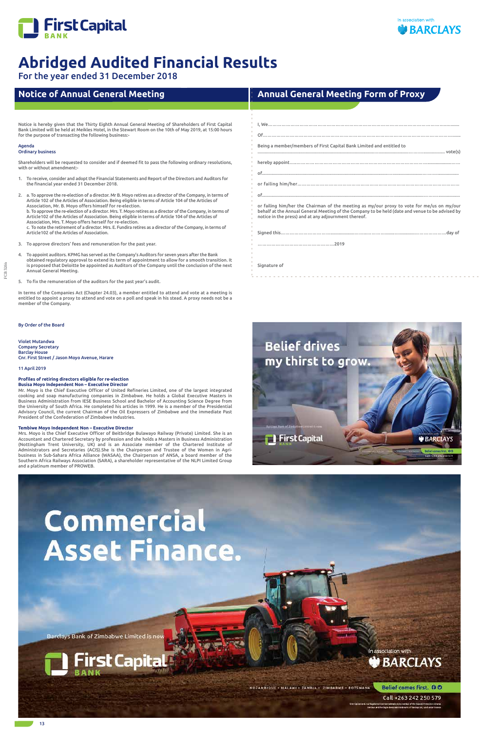# Abridged Audited Financial Results

For the year ended 31 December 2018

## Notice of Annual General Meeting

Notice is hereby given that the Thirty Eighth Annual General Meeting of Shareholders of First Capital Bank Limited will be held at Meikles Hotel, in the Stewart Room on the 10th of May 2019, at 15:00 hours for the purpose of transacting the following business:-

**Agenda**
**Ordinary business**

Shareholders will be requested to consider and if deemed fit to pass the following ordinary resolutions, with or without amendment:-

1. To receive, consider and adopt the Financial Statements and Report of the Directors and Auditors for the financial year ended 31 December 2018.

2. a. To approve the re-election of a director. Mr B. Moyo retires as a director of the Company, in terms of Article 102 of the Articles of Association. Being eligible in terms of Article 104 of the Articles of Association, Mr. B. Moyo offers himself for re-election.
   b. To approve the re-election of a director. Mrs. T. Moyo retires as a director of the Company, in terms of Article102 of the Articles of Association. Being eligible in terms of Article 104 of the Articles of Association, Mrs. T. Moyo offers herself for re-election.
   c. To note the retirement of a director. Mrs. E. Fundira retires as a director of the Company, in terms of Article102 of the Articles of Association.

3. To approve directors' fees and remuneration for the past year.

4. To appoint auditors. KPMG has served as the Company's Auditors for seven years after the Bank obtained regulatory approval to extend its term of appointment to allow for a smooth transition. It is proposed that Deloitte be appointed as Auditors of the Company until the conclusion of the next Annual General Meeting.

5. To fix the remuneration of the auditors for the past year's audit.

In terms of the Companies Act (Chapter 24.03), a member entitled to attend and vote at a meeting is entitled to appoint a proxy to attend and vote on a poll and speak in his stead. A proxy needs not be a member of the Company.

**By Order of the Board**

**Violet Mutandwa**
**Company Secretary**
**Barclay House**
**Cnr. First Street / Jason Moyo Avenue, Harare**

**11 April 2019**

**Profiles of retiring directors eligible for re-election**

**Busisa Moyo Independent Non – Executive Director**

Mr. Moyo is the Chief Executive Officer of United Refineries Limited, one of the largest integrated cooking and soap manufacturing companies in Zimbabwe. He holds a Global Executive Masters in Business Administration from IESE Business School and Bachelor of Accounting Science Degree from the University of South Africa. He completed his articles in 1999. He is a member of the Presidential Advisory Council, the current Chairman of the Oil Expressers of Zimbabwe and the immediate Past President of the Confederation of Zimbabwe Industries.

**Tembiwe Moyo Independent Non – Executive Director**

Mrs. Moyo is the Chief Executive Officer of Beitbridge Bulawayo Railway (Private) Limited. She is an Accountant and Chartered Secretary by profession and she holds a Masters in Business Administration (Nottingham Trent University, UK) and is an Associate member of the Chartered Institute of Administrators and Secretaries (ACIS).She is the Chairperson and Trustee of the Women in Agri-business in Sub-Sahara Africa Alliance (WASAA), the Chairperson of ANSA, a board member of the Southern Africa Railways Association (SARA), a shareholder representative of the NLPI Limited Group and a platinum member of PROWEB.

## Annual General Meeting Form of Proxy

I, We.......................................................................................................................

Of.......................................................................................................................

Being a member/members of First Capital Bank Limited and entitled to

.......................................................................................................................vote(s)

hereby appoint.......................................................................................................................

of.......................................................................................................................

or failing him/her.......................................................................................................................

of.......................................................................................................................

or failing him/her the Chairman of the meeting as my/our proxy to vote for me/us on my/our behalf at the Annual General Meeting of the Company to be held (date and venue to be advised by notice in the press) and at any adjournment thereof.

Signed this.......................................................................................................................day of

.......................................................2019

Signature of